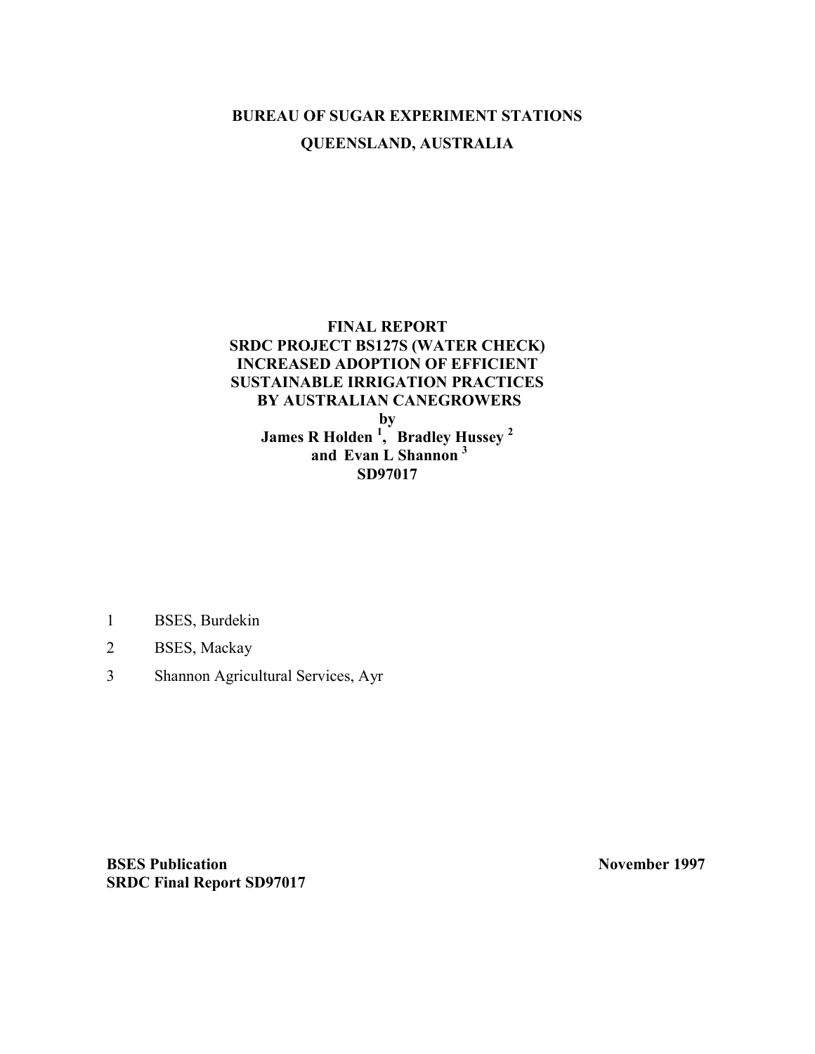**BUREAU OF SUGAR EXPERIMENT STATIONS**

**QUEENSLAND, AUSTRALIA**

# FINAL REPORT
# SRDC PROJECT BS127S (WATER CHECK)
# INCREASED ADOPTION OF EFFICIENT SUSTAINABLE IRRIGATION PRACTICES BY AUSTRALIAN CANEGROWERS

**by**

**James R Holden [1], Bradley Hussey [2] and Evan L Shannon [3]**

**SD97017**

1 BSES, Burdekin

2 BSES, Mackay

3 Shannon Agricultural Services, Ayr

**BSES Publication** **November 1997**

**SRDC Final Report SD97017**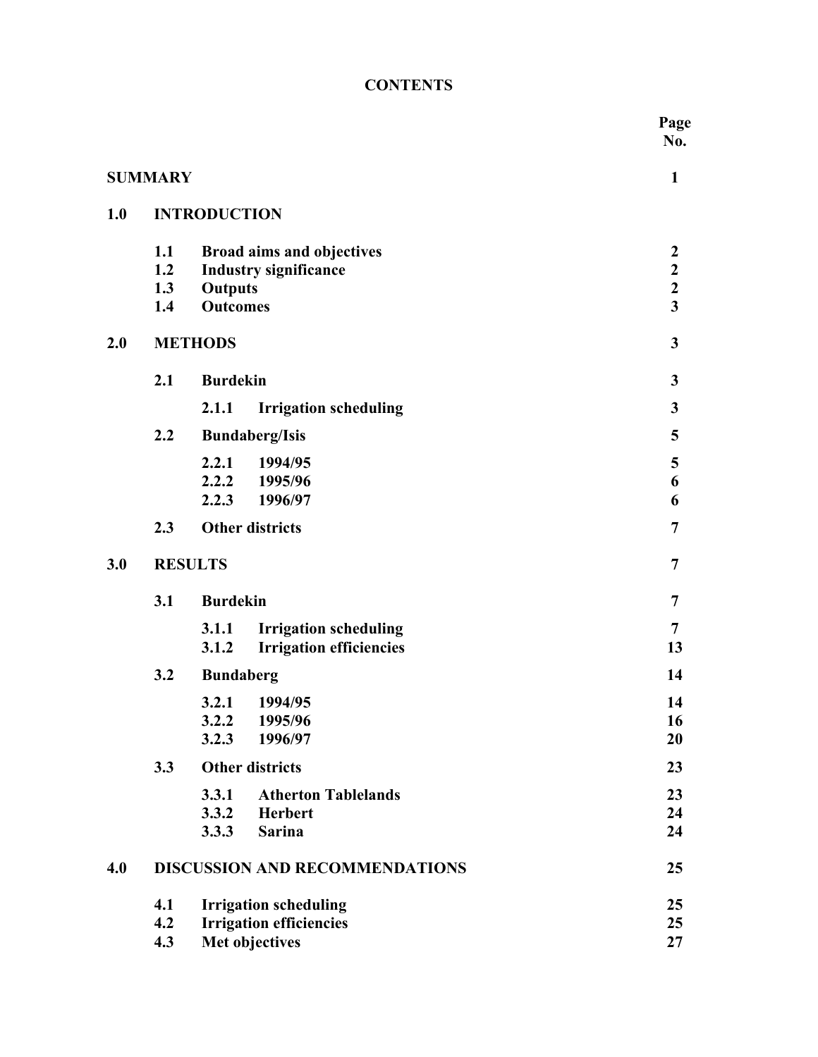# CONTENTS

| | | | | Page No. |
|---|---|---|---|---|
| **SUMMARY** | | | | **1** |
| **1.0** | **INTRODUCTION** | | | |
| | **1.1** | **Broad aims and objectives** | | **2** |
| | **1.2** | **Industry significance** | | **2** |
| | **1.3** | **Outputs** | | **2** |
| | **1.4** | **Outcomes** | | **3** |
| **2.0** | **METHODS** | | | **3** |
| | **2.1** | **Burdekin** | | **3** |
| | | **2.1.1** | **Irrigation scheduling** | **3** |
| | **2.2** | **Bundaberg/Isis** | | **5** |
| | | **2.2.1** | **1994/95** | **5** |
| | | **2.2.2** | **1995/96** | **6** |
| | | **2.2.3** | **1996/97** | **6** |
| | **2.3** | **Other districts** | | **7** |
| **3.0** | **RESULTS** | | | **7** |
| | **3.1** | **Burdekin** | | **7** |
| | | **3.1.1** | **Irrigation scheduling** | **7** |
| | | **3.1.2** | **Irrigation efficiencies** | **13** |
| | **3.2** | **Bundaberg** | | **14** |
| | | **3.2.1** | **1994/95** | **14** |
| | | **3.2.2** | **1995/96** | **16** |
| | | **3.2.3** | **1996/97** | **20** |
| | **3.3** | **Other districts** | | **23** |
| | | **3.3.1** | **Atherton Tablelands** | **23** |
| | | **3.3.2** | **Herbert** | **24** |
| | | **3.3.3** | **Sarina** | **24** |
| **4.0** | **DISCUSSION AND RECOMMENDATIONS** | | | **25** |
| | **4.1** | **Irrigation scheduling** | | **25** |
| | **4.2** | **Irrigation efficiencies** | | **25** |
| | **4.3** | **Met objectives** | | **27** |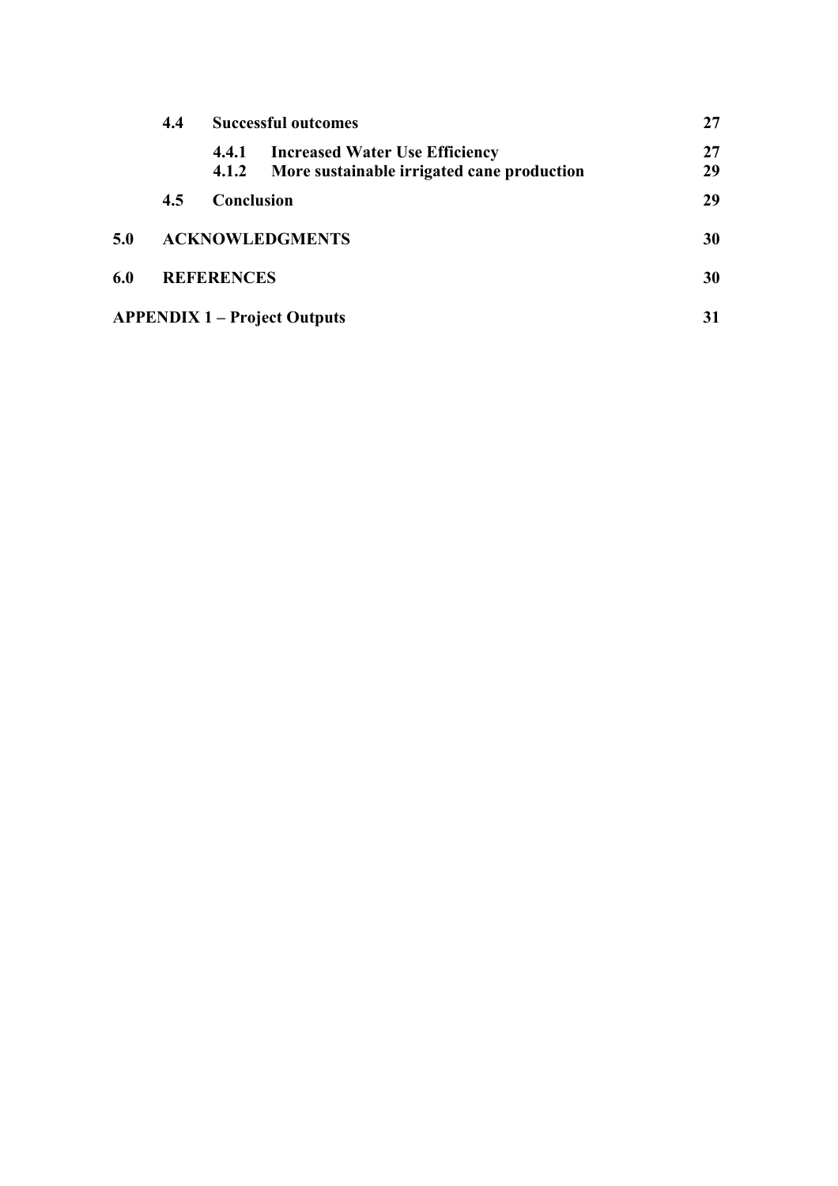| | | | |
|---|---|---|---|
| | **4.4** | **Successful outcomes** | **27** |
| | | **4.4.1 Increased Water Use Efficiency** | **27** |
| | | **4.1.2 More sustainable irrigated cane production** | **29** |
| | **4.5** | **Conclusion** | **29** |
| **5.0** | **ACKNOWLEDGMENTS** | | **30** |
| **6.0** | **REFERENCES** | | **30** |
| **APPENDIX 1 – Project Outputs** | | | **31** |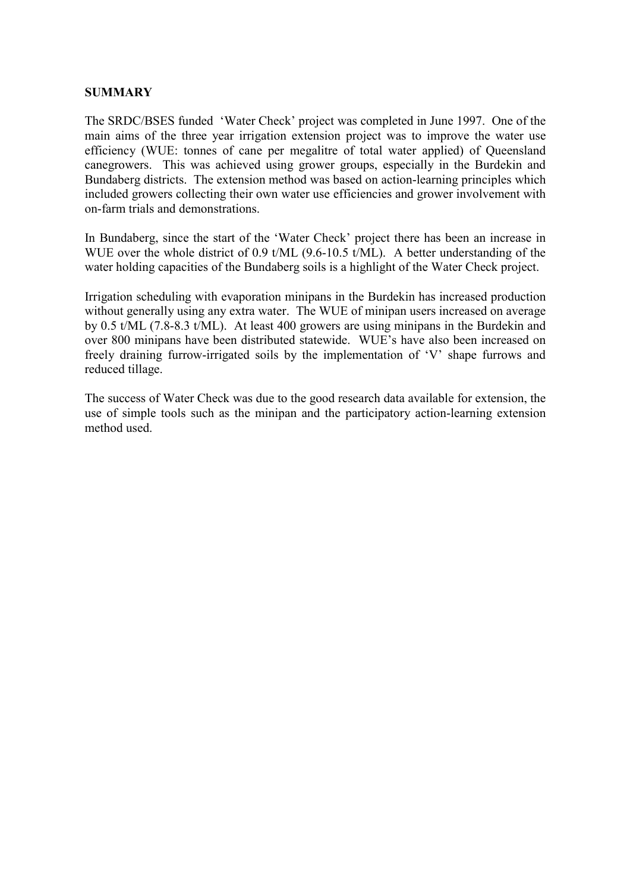## SUMMARY

The SRDC/BSES funded 'Water Check' project was completed in June 1997. One of the main aims of the three year irrigation extension project was to improve the water use efficiency (WUE: tonnes of cane per megalitre of total water applied) of Queensland canegrowers. This was achieved using grower groups, especially in the Burdekin and Bundaberg districts. The extension method was based on action-learning principles which included growers collecting their own water use efficiencies and grower involvement with on-farm trials and demonstrations.

In Bundaberg, since the start of the 'Water Check' project there has been an increase in WUE over the whole district of 0.9 t/ML (9.6-10.5 t/ML). A better understanding of the water holding capacities of the Bundaberg soils is a highlight of the Water Check project.

Irrigation scheduling with evaporation minipans in the Burdekin has increased production without generally using any extra water. The WUE of minipan users increased on average by 0.5 t/ML (7.8-8.3 t/ML). At least 400 growers are using minipans in the Burdekin and over 800 minipans have been distributed statewide. WUE's have also been increased on freely draining furrow-irrigated soils by the implementation of 'V' shape furrows and reduced tillage.

The success of Water Check was due to the good research data available for extension, the use of simple tools such as the minipan and the participatory action-learning extension method used.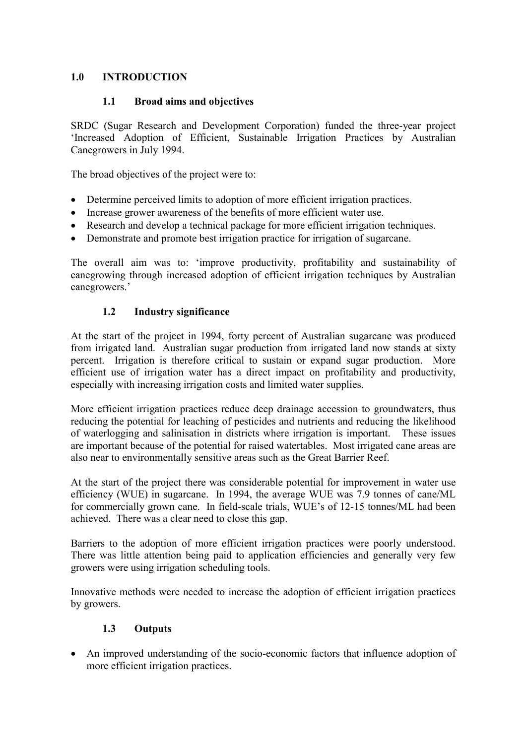# 1.0 INTRODUCTION

## 1.1 Broad aims and objectives

SRDC (Sugar Research and Development Corporation) funded the three-year project 'Increased Adoption of Efficient, Sustainable Irrigation Practices by Australian Canegrowers in July 1994.

The broad objectives of the project were to:

- Determine perceived limits to adoption of more efficient irrigation practices.
- Increase grower awareness of the benefits of more efficient water use.
- Research and develop a technical package for more efficient irrigation techniques.
- Demonstrate and promote best irrigation practice for irrigation of sugarcane.

The overall aim was to: 'improve productivity, profitability and sustainability of canegrowing through increased adoption of efficient irrigation techniques by Australian canegrowers.'

## 1.2 Industry significance

At the start of the project in 1994, forty percent of Australian sugarcane was produced from irrigated land. Australian sugar production from irrigated land now stands at sixty percent. Irrigation is therefore critical to sustain or expand sugar production. More efficient use of irrigation water has a direct impact on profitability and productivity, especially with increasing irrigation costs and limited water supplies.

More efficient irrigation practices reduce deep drainage accession to groundwaters, thus reducing the potential for leaching of pesticides and nutrients and reducing the likelihood of waterlogging and salinisation in districts where irrigation is important. These issues are important because of the potential for raised watertables. Most irrigated cane areas are also near to environmentally sensitive areas such as the Great Barrier Reef.

At the start of the project there was considerable potential for improvement in water use efficiency (WUE) in sugarcane. In 1994, the average WUE was 7.9 tonnes of cane/ML for commercially grown cane. In field-scale trials, WUE's of 12-15 tonnes/ML had been achieved. There was a clear need to close this gap.

Barriers to the adoption of more efficient irrigation practices were poorly understood. There was little attention being paid to application efficiencies and generally very few growers were using irrigation scheduling tools.

Innovative methods were needed to increase the adoption of efficient irrigation practices by growers.

## 1.3 Outputs

- An improved understanding of the socio-economic factors that influence adoption of more efficient irrigation practices.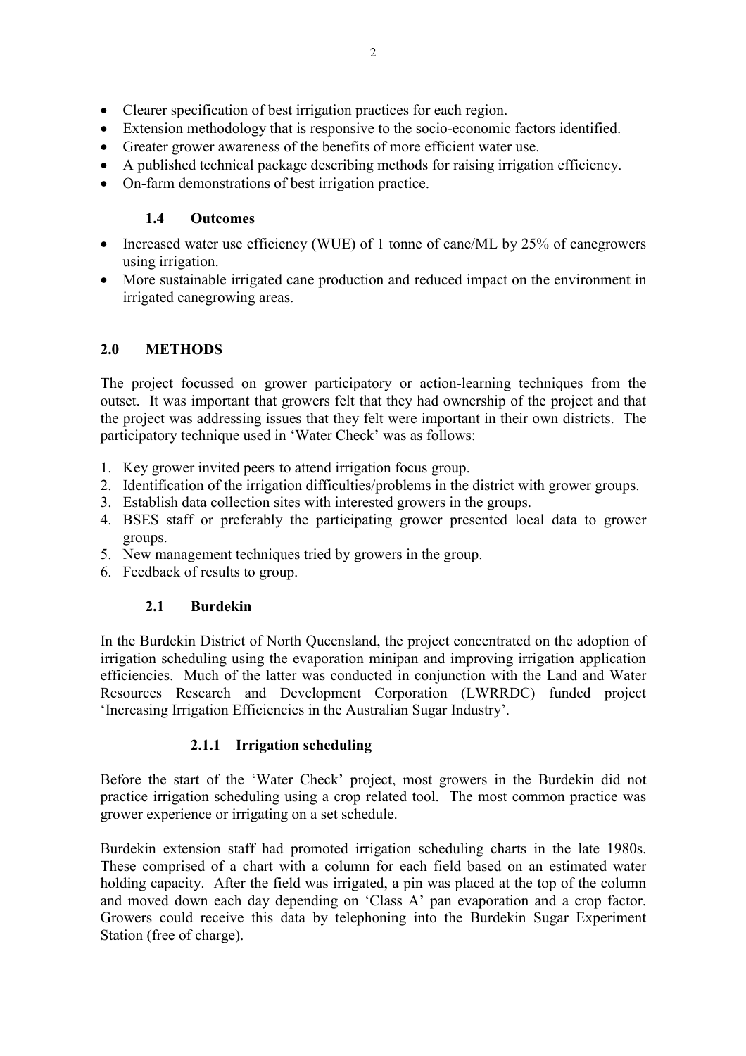- Clearer specification of best irrigation practices for each region.
- Extension methodology that is responsive to the socio-economic factors identified.
- Greater grower awareness of the benefits of more efficient water use.
- A published technical package describing methods for raising irrigation efficiency.
- On-farm demonstrations of best irrigation practice.

### 1.4 Outcomes

- Increased water use efficiency (WUE) of 1 tonne of cane/ML by 25% of canegrowers using irrigation.
- More sustainable irrigated cane production and reduced impact on the environment in irrigated canegrowing areas.

## 2.0 METHODS

The project focussed on grower participatory or action-learning techniques from the outset. It was important that growers felt that they had ownership of the project and that the project was addressing issues that they felt were important in their own districts. The participatory technique used in 'Water Check' was as follows:

1. Key grower invited peers to attend irrigation focus group.
2. Identification of the irrigation difficulties/problems in the district with grower groups.
3. Establish data collection sites with interested growers in the groups.
4. BSES staff or preferably the participating grower presented local data to grower groups.
5. New management techniques tried by growers in the group.
6. Feedback of results to group.

### 2.1 Burdekin

In the Burdekin District of North Queensland, the project concentrated on the adoption of irrigation scheduling using the evaporation minipan and improving irrigation application efficiencies. Much of the latter was conducted in conjunction with the Land and Water Resources Research and Development Corporation (LWRRDC) funded project 'Increasing Irrigation Efficiencies in the Australian Sugar Industry'.

#### 2.1.1 Irrigation scheduling

Before the start of the 'Water Check' project, most growers in the Burdekin did not practice irrigation scheduling using a crop related tool. The most common practice was grower experience or irrigating on a set schedule.

Burdekin extension staff had promoted irrigation scheduling charts in the late 1980s. These comprised of a chart with a column for each field based on an estimated water holding capacity. After the field was irrigated, a pin was placed at the top of the column and moved down each day depending on 'Class A' pan evaporation and a crop factor. Growers could receive this data by telephoning into the Burdekin Sugar Experiment Station (free of charge).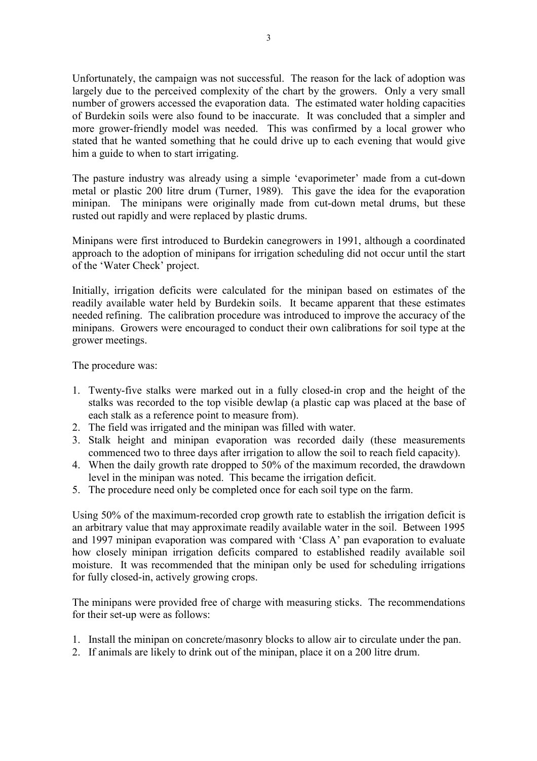Unfortunately, the campaign was not successful. The reason for the lack of adoption was largely due to the perceived complexity of the chart by the growers. Only a very small number of growers accessed the evaporation data. The estimated water holding capacities of Burdekin soils were also found to be inaccurate. It was concluded that a simpler and more grower-friendly model was needed. This was confirmed by a local grower who stated that he wanted something that he could drive up to each evening that would give him a guide to when to start irrigating.

The pasture industry was already using a simple 'evaporimeter' made from a cut-down metal or plastic 200 litre drum (Turner, 1989). This gave the idea for the evaporation minipan. The minipans were originally made from cut-down metal drums, but these rusted out rapidly and were replaced by plastic drums.

Minipans were first introduced to Burdekin canegrowers in 1991, although a coordinated approach to the adoption of minipans for irrigation scheduling did not occur until the start of the 'Water Check' project.

Initially, irrigation deficits were calculated for the minipan based on estimates of the readily available water held by Burdekin soils. It became apparent that these estimates needed refining. The calibration procedure was introduced to improve the accuracy of the minipans. Growers were encouraged to conduct their own calibrations for soil type at the grower meetings.

The procedure was:

1. Twenty-five stalks were marked out in a fully closed-in crop and the height of the stalks was recorded to the top visible dewlap (a plastic cap was placed at the base of each stalk as a reference point to measure from).
2. The field was irrigated and the minipan was filled with water.
3. Stalk height and minipan evaporation was recorded daily (these measurements commenced two to three days after irrigation to allow the soil to reach field capacity).
4. When the daily growth rate dropped to 50% of the maximum recorded, the drawdown level in the minipan was noted. This became the irrigation deficit.
5. The procedure need only be completed once for each soil type on the farm.

Using 50% of the maximum-recorded crop growth rate to establish the irrigation deficit is an arbitrary value that may approximate readily available water in the soil. Between 1995 and 1997 minipan evaporation was compared with 'Class A' pan evaporation to evaluate how closely minipan irrigation deficits compared to established readily available soil moisture. It was recommended that the minipan only be used for scheduling irrigations for fully closed-in, actively growing crops.

The minipans were provided free of charge with measuring sticks. The recommendations for their set-up were as follows:

1. Install the minipan on concrete/masonry blocks to allow air to circulate under the pan.
2. If animals are likely to drink out of the minipan, place it on a 200 litre drum.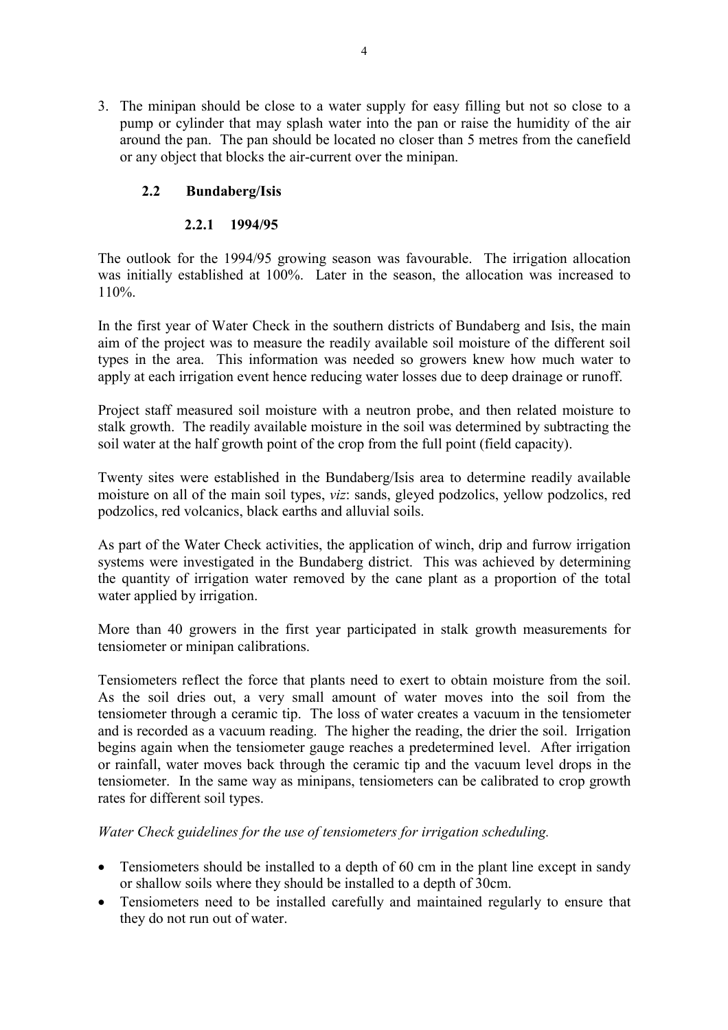3. The minipan should be close to a water supply for easy filling but not so close to a pump or cylinder that may splash water into the pan or raise the humidity of the air around the pan. The pan should be located no closer than 5 metres from the canefield or any object that blocks the air-current over the minipan.

## 2.2 Bundaberg/Isis

### 2.2.1 1994/95

The outlook for the 1994/95 growing season was favourable. The irrigation allocation was initially established at 100%. Later in the season, the allocation was increased to 110%.

In the first year of Water Check in the southern districts of Bundaberg and Isis, the main aim of the project was to measure the readily available soil moisture of the different soil types in the area. This information was needed so growers knew how much water to apply at each irrigation event hence reducing water losses due to deep drainage or runoff.

Project staff measured soil moisture with a neutron probe, and then related moisture to stalk growth. The readily available moisture in the soil was determined by subtracting the soil water at the half growth point of the crop from the full point (field capacity).

Twenty sites were established in the Bundaberg/Isis area to determine readily available moisture on all of the main soil types, *viz*: sands, gleyed podzolics, yellow podzolics, red podzolics, red volcanics, black earths and alluvial soils.

As part of the Water Check activities, the application of winch, drip and furrow irrigation systems were investigated in the Bundaberg district. This was achieved by determining the quantity of irrigation water removed by the cane plant as a proportion of the total water applied by irrigation.

More than 40 growers in the first year participated in stalk growth measurements for tensiometer or minipan calibrations.

Tensiometers reflect the force that plants need to exert to obtain moisture from the soil. As the soil dries out, a very small amount of water moves into the soil from the tensiometer through a ceramic tip. The loss of water creates a vacuum in the tensiometer and is recorded as a vacuum reading. The higher the reading, the drier the soil. Irrigation begins again when the tensiometer gauge reaches a predetermined level. After irrigation or rainfall, water moves back through the ceramic tip and the vacuum level drops in the tensiometer. In the same way as minipans, tensiometers can be calibrated to crop growth rates for different soil types.

*Water Check guidelines for the use of tensiometers for irrigation scheduling.*

- Tensiometers should be installed to a depth of 60 cm in the plant line except in sandy or shallow soils where they should be installed to a depth of 30cm.
- Tensiometers need to be installed carefully and maintained regularly to ensure that they do not run out of water.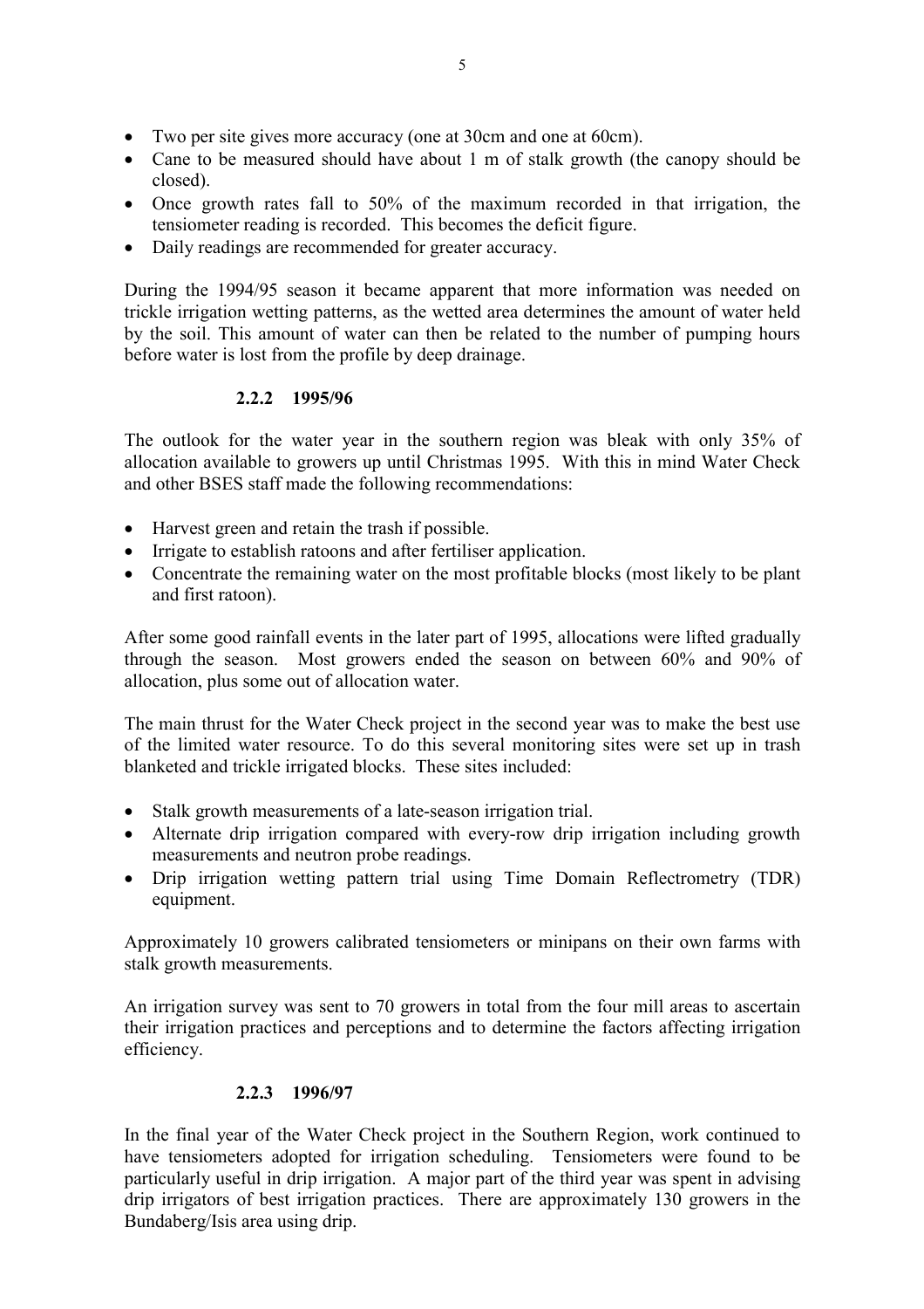- Two per site gives more accuracy (one at 30cm and one at 60cm).
- Cane to be measured should have about 1 m of stalk growth (the canopy should be closed).
- Once growth rates fall to 50% of the maximum recorded in that irrigation, the tensiometer reading is recorded. This becomes the deficit figure.
- Daily readings are recommended for greater accuracy.

During the 1994/95 season it became apparent that more information was needed on trickle irrigation wetting patterns, as the wetted area determines the amount of water held by the soil. This amount of water can then be related to the number of pumping hours before water is lost from the profile by deep drainage.

### 2.2.2 1995/96

The outlook for the water year in the southern region was bleak with only 35% of allocation available to growers up until Christmas 1995. With this in mind Water Check and other BSES staff made the following recommendations:

- Harvest green and retain the trash if possible.
- Irrigate to establish ratoons and after fertiliser application.
- Concentrate the remaining water on the most profitable blocks (most likely to be plant and first ratoon).

After some good rainfall events in the later part of 1995, allocations were lifted gradually through the season. Most growers ended the season on between 60% and 90% of allocation, plus some out of allocation water.

The main thrust for the Water Check project in the second year was to make the best use of the limited water resource. To do this several monitoring sites were set up in trash blanketed and trickle irrigated blocks. These sites included:

- Stalk growth measurements of a late-season irrigation trial.
- Alternate drip irrigation compared with every-row drip irrigation including growth measurements and neutron probe readings.
- Drip irrigation wetting pattern trial using Time Domain Reflectrometry (TDR) equipment.

Approximately 10 growers calibrated tensiometers or minipans on their own farms with stalk growth measurements.

An irrigation survey was sent to 70 growers in total from the four mill areas to ascertain their irrigation practices and perceptions and to determine the factors affecting irrigation efficiency.

### 2.2.3 1996/97

In the final year of the Water Check project in the Southern Region, work continued to have tensiometers adopted for irrigation scheduling. Tensiometers were found to be particularly useful in drip irrigation. A major part of the third year was spent in advising drip irrigators of best irrigation practices. There are approximately 130 growers in the Bundaberg/Isis area using drip.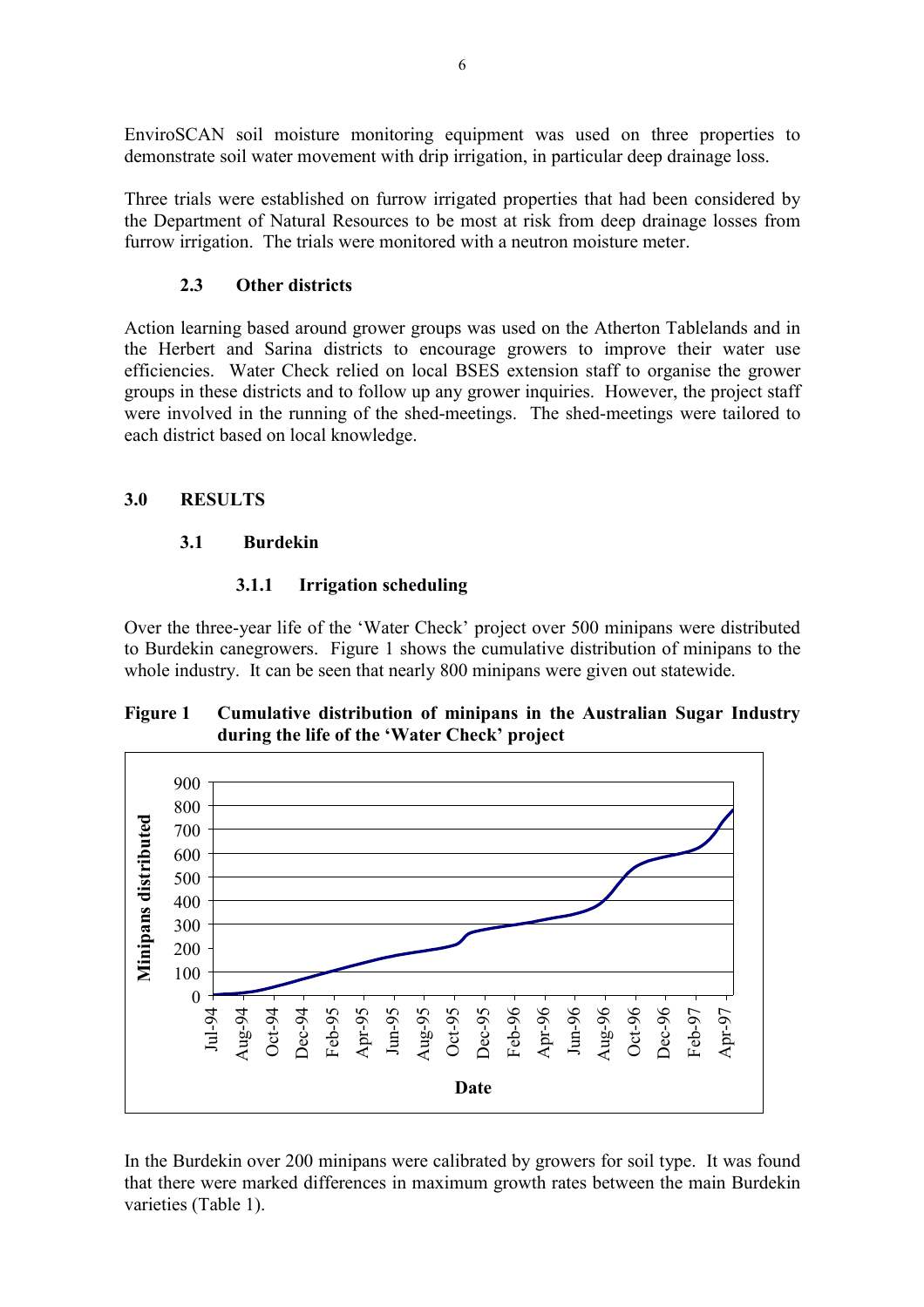EnviroSCAN soil moisture monitoring equipment was used on three properties to demonstrate soil water movement with drip irrigation, in particular deep drainage loss.

Three trials were established on furrow irrigated properties that had been considered by the Department of Natural Resources to be most at risk from deep drainage losses from furrow irrigation. The trials were monitored with a neutron moisture meter.

### 2.3 Other districts

Action learning based around grower groups was used on the Atherton Tablelands and in the Herbert and Sarina districts to encourage growers to improve their water use efficiencies. Water Check relied on local BSES extension staff to organise the grower groups in these districts and to follow up any grower inquiries. However, the project staff were involved in the running of the shed-meetings. The shed-meetings were tailored to each district based on local knowledge.

## 3.0 RESULTS

### 3.1 Burdekin

#### 3.1.1 Irrigation scheduling

Over the three-year life of the 'Water Check' project over 500 minipans were distributed to Burdekin canegrowers. Figure 1 shows the cumulative distribution of minipans to the whole industry. It can be seen that nearly 800 minipans were given out statewide.

**Figure 1 Cumulative distribution of minipans in the Australian Sugar Industry during the life of the 'Water Check' project**

Minipans distributed

900
800
700
600
500
400
300
200
100
0

Jul-94 Aug-94 Oct-94 Dec-94 Feb-95 Apr-95 Jun-95 Aug-95 Oct-95 Dec-95 Feb-96 Apr-96 Jun-96 Aug-96 Oct-96 Dec-96 Feb-97 Apr-97

Date

In the Burdekin over 200 minipans were calibrated by growers for soil type. It was found that there were marked differences in maximum growth rates between the main Burdekin varieties (Table 1).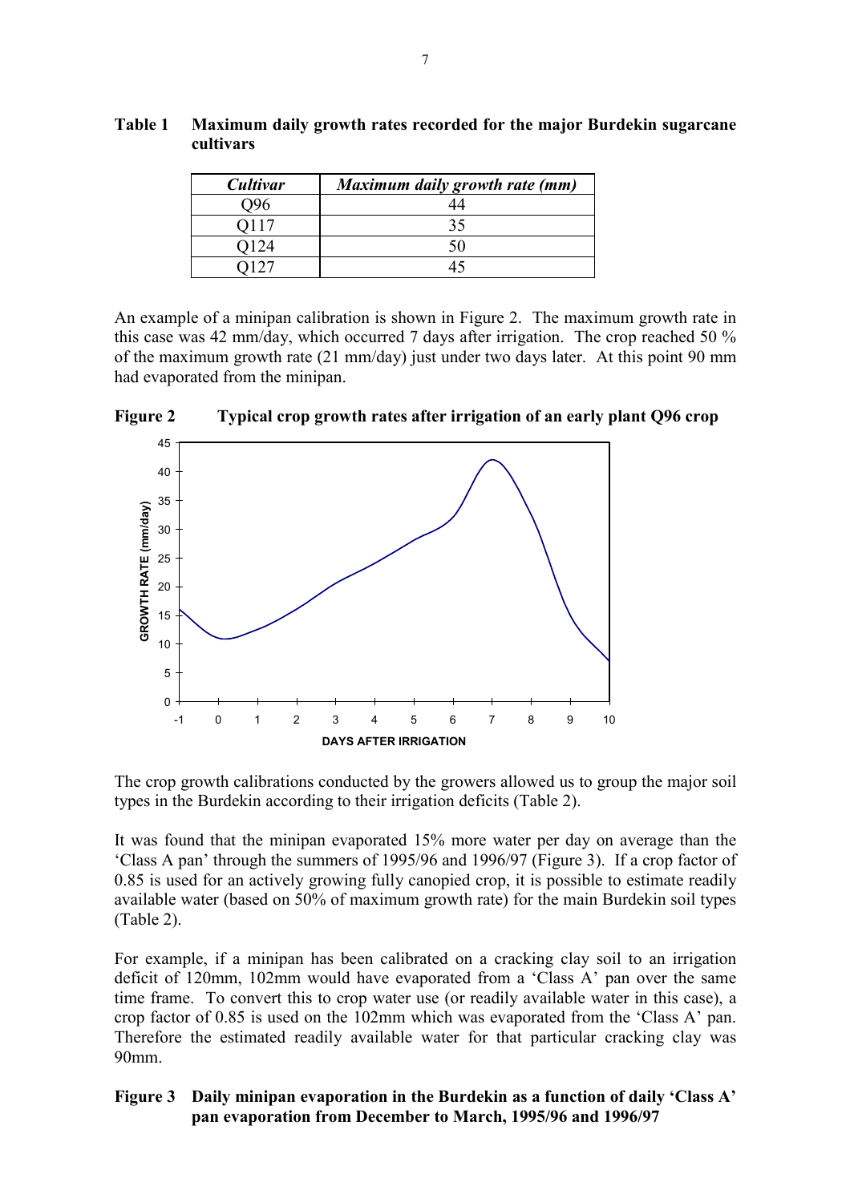**Table 1 Maximum daily growth rates recorded for the major Burdekin sugarcane cultivars**

| *Cultivar* | *Maximum daily growth rate (mm)* |
|---|---|
| Q96 | 44 |
| Q117 | 35 |
| Q124 | 50 |
| Q127 | 45 |

An example of a minipan calibration is shown in Figure 2. The maximum growth rate in this case was 42 mm/day, which occurred 7 days after irrigation. The crop reached 50 % of the maximum growth rate (21 mm/day) just under two days later. At this point 90 mm had evaporated from the minipan.

**Figure 2 Typical crop growth rates after irrigation of an early plant Q96 crop**

The crop growth calibrations conducted by the growers allowed us to group the major soil types in the Burdekin according to their irrigation deficits (Table 2).

It was found that the minipan evaporated 15% more water per day on average than the 'Class A pan' through the summers of 1995/96 and 1996/97 (Figure 3). If a crop factor of 0.85 is used for an actively growing fully canopied crop, it is possible to estimate readily available water (based on 50% of maximum growth rate) for the main Burdekin soil types (Table 2).

For example, if a minipan has been calibrated on a cracking clay soil to an irrigation deficit of 120mm, 102mm would have evaporated from a 'Class A' pan over the same time frame. To convert this to crop water use (or readily available water in this case), a crop factor of 0.85 is used on the 102mm which was evaporated from the 'Class A' pan. Therefore the estimated readily available water for that particular cracking clay was 90mm.

**Figure 3 Daily minipan evaporation in the Burdekin as a function of daily 'Class A' pan evaporation from December to March, 1995/96 and 1996/97**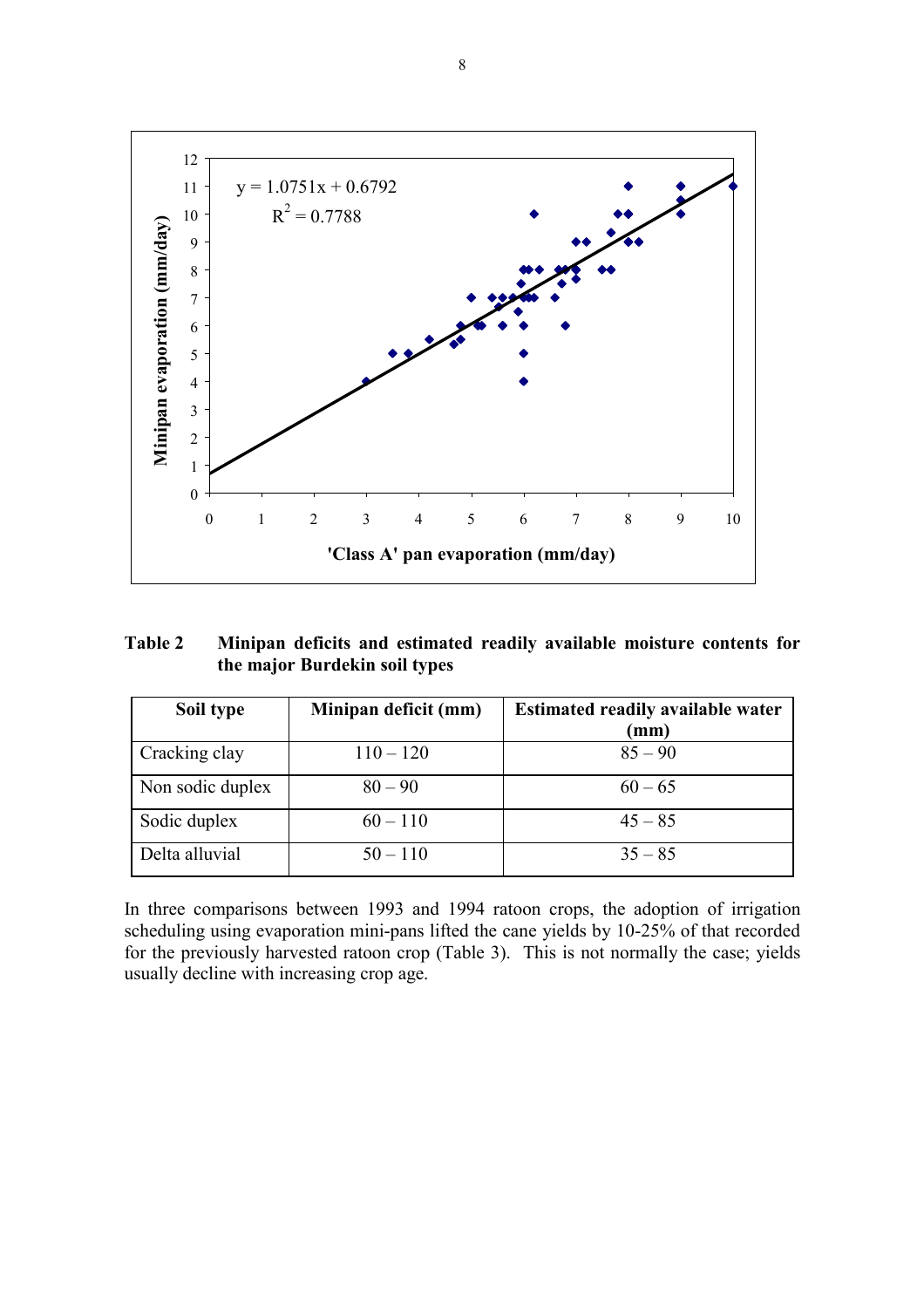y = 1.0751x + 0.6792

$R^2$ = 0.7788

Minipan evaporation (mm/day)

'Class A' pan evaporation (mm/day)

0 1 2 3 4 5 6 7 8 9 10 11 12

0 1 2 3 4 5 6 7 8 9 10

**Table 2 Minipan deficits and estimated readily available moisture contents for the major Burdekin soil types**

| Soil type | Minipan deficit (mm) | Estimated readily available water (mm) |
|---|---|---|
| Cracking clay | 110 – 120 | 85 – 90 |
| Non sodic duplex | 80 – 90 | 60 – 65 |
| Sodic duplex | 60 – 110 | 45 – 85 |
| Delta alluvial | 50 – 110 | 35 – 85 |

In three comparisons between 1993 and 1994 ratoon crops, the adoption of irrigation scheduling using evaporation mini-pans lifted the cane yields by 10-25% of that recorded for the previously harvested ratoon crop (Table 3). This is not normally the case; yields usually decline with increasing crop age.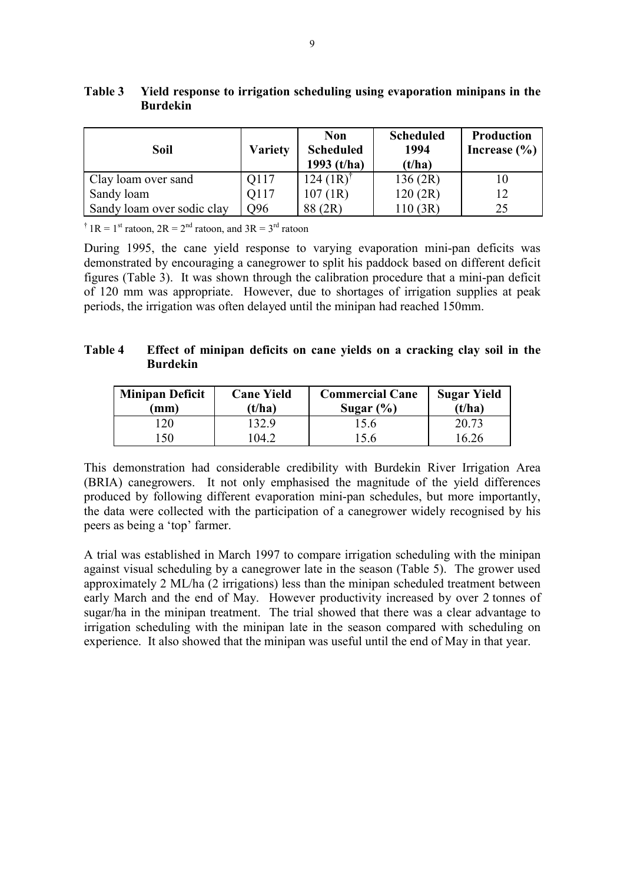**Table 3 Yield response to irrigation scheduling using evaporation minipans in the Burdekin**

| Soil | Variety | Non Scheduled 1993 (t/ha) | Scheduled 1994 (t/ha) | Production Increase (%) |
|---|---|---|---|---|
| Clay loam over sand | Q117 | 124 (1R)[†] | 136 (2R) | 10 |
| Sandy loam | Q117 | 107 (1R) | 120 (2R) | 12 |
| Sandy loam over sodic clay | Q96 | 88 (2R) | 110 (3R) | 25 |

[†] 1R = 1st ratoon, 2R = 2nd ratoon, and 3R = 3rd ratoon

During 1995, the cane yield response to varying evaporation mini-pan deficits was demonstrated by encouraging a canegrower to split his paddock based on different deficit figures (Table 3). It was shown through the calibration procedure that a mini-pan deficit of 120 mm was appropriate. However, due to shortages of irrigation supplies at peak periods, the irrigation was often delayed until the minipan had reached 150mm.

**Table 4 Effect of minipan deficits on cane yields on a cracking clay soil in the Burdekin**

| Minipan Deficit (mm) | Cane Yield (t/ha) | Commercial Cane Sugar (%) | Sugar Yield (t/ha) |
|---|---|---|---|
| 120 | 132.9 | 15.6 | 20.73 |
| 150 | 104.2 | 15.6 | 16.26 |

This demonstration had considerable credibility with Burdekin River Irrigation Area (BRIA) canegrowers. It not only emphasised the magnitude of the yield differences produced by following different evaporation mini-pan schedules, but more importantly, the data were collected with the participation of a canegrower widely recognised by his peers as being a 'top' farmer.

A trial was established in March 1997 to compare irrigation scheduling with the minipan against visual scheduling by a canegrower late in the season (Table 5). The grower used approximately 2 ML/ha (2 irrigations) less than the minipan scheduled treatment between early March and the end of May. However productivity increased by over 2 tonnes of sugar/ha in the minipan treatment. The trial showed that there was a clear advantage to irrigation scheduling with the minipan late in the season compared with scheduling on experience. It also showed that the minipan was useful until the end of May in that year.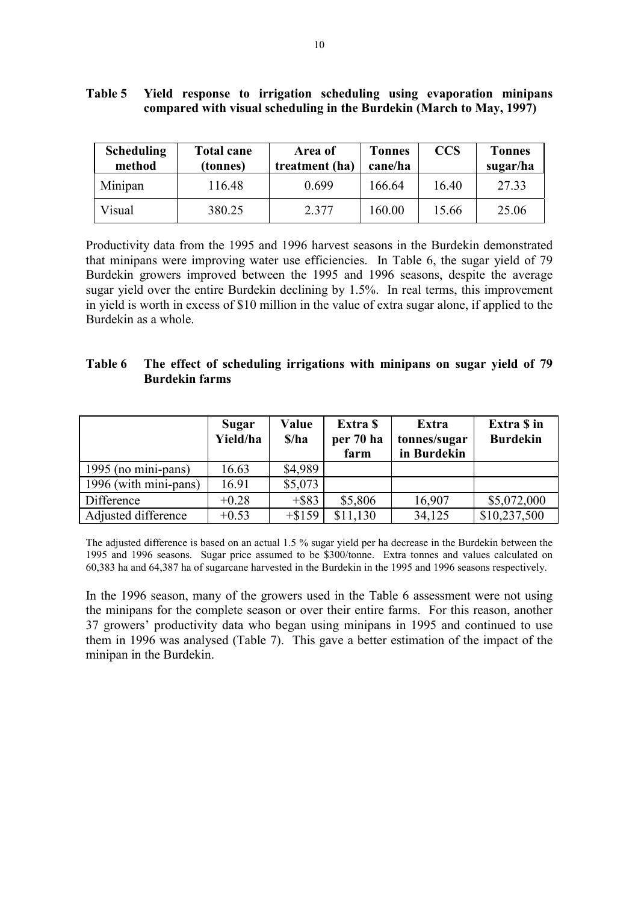**Table 5 Yield response to irrigation scheduling using evaporation minipans compared with visual scheduling in the Burdekin (March to May, 1997)**

| Scheduling method | Total cane (tonnes) | Area of treatment (ha) | Tonnes cane/ha | CCS | Tonnes sugar/ha |
|---|---|---|---|---|---|
| Minipan | 116.48 | 0.699 | 166.64 | 16.40 | 27.33 |
| Visual | 380.25 | 2.377 | 160.00 | 15.66 | 25.06 |

Productivity data from the 1995 and 1996 harvest seasons in the Burdekin demonstrated that minipans were improving water use efficiencies. In Table 6, the sugar yield of 79 Burdekin growers improved between the 1995 and 1996 seasons, despite the average sugar yield over the entire Burdekin declining by 1.5%. In real terms, this improvement in yield is worth in excess of $10 million in the value of extra sugar alone, if applied to the Burdekin as a whole.

**Table 6 The effect of scheduling irrigations with minipans on sugar yield of 79 Burdekin farms**

| | Sugar Yield/ha | Value $/ha | Extra $ per 70 ha farm | Extra tonnes/sugar in Burdekin | Extra $ in Burdekin |
|---|---|---|---|---|---|
| 1995 (no mini-pans) | 16.63 | $4,989 | | | |
| 1996 (with mini-pans) | 16.91 | $5,073 | | | |
| Difference | +0.28 | +$83 | $5,806 | 16,907 | $5,072,000 |
| Adjusted difference | +0.53 | +$159 | $11,130 | 34,125 | $10,237,500 |

The adjusted difference is based on an actual 1.5 % sugar yield per ha decrease in the Burdekin between the 1995 and 1996 seasons. Sugar price assumed to be $300/tonne. Extra tonnes and values calculated on 60,383 ha and 64,387 ha of sugarcane harvested in the Burdekin in the 1995 and 1996 seasons respectively.

In the 1996 season, many of the growers used in the Table 6 assessment were not using the minipans for the complete season or over their entire farms. For this reason, another 37 growers' productivity data who began using minipans in 1995 and continued to use them in 1996 was analysed (Table 7). This gave a better estimation of the impact of the minipan in the Burdekin.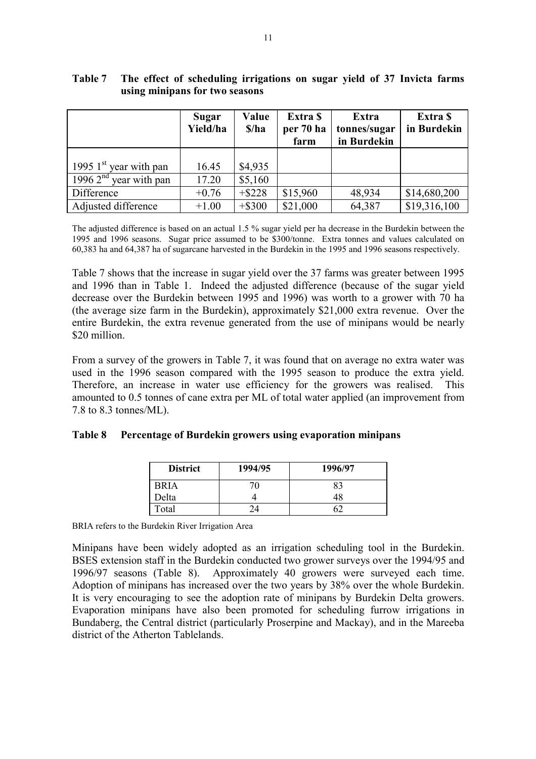**Table 7 The effect of scheduling irrigations on sugar yield of 37 Invicta farms using minipans for two seasons**

| | Sugar Yield/ha | Value $/ha | Extra $ per 70 ha farm | Extra tonnes/sugar in Burdekin | Extra $ in Burdekin |
|---|---|---|---|---|---|
| 1995 1st year with pan | 16.45 | $4,935 | | | |
| 1996 2nd year with pan | 17.20 | $5,160 | | | |
| Difference | +0.76 | +$228 | $15,960 | 48,934 | $14,680,200 |
| Adjusted difference | +1.00 | +$300 | $21,000 | 64,387 | $19,316,100 |

The adjusted difference is based on an actual 1.5 % sugar yield per ha decrease in the Burdekin between the 1995 and 1996 seasons. Sugar price assumed to be $300/tonne. Extra tonnes and values calculated on 60,383 ha and 64,387 ha of sugarcane harvested in the Burdekin in the 1995 and 1996 seasons respectively.

Table 7 shows that the increase in sugar yield over the 37 farms was greater between 1995 and 1996 than in Table 1. Indeed the adjusted difference (because of the sugar yield decrease over the Burdekin between 1995 and 1996) was worth to a grower with 70 ha (the average size farm in the Burdekin), approximately $21,000 extra revenue. Over the entire Burdekin, the extra revenue generated from the use of minipans would be nearly $20 million.

From a survey of the growers in Table 7, it was found that on average no extra water was used in the 1996 season compared with the 1995 season to produce the extra yield. Therefore, an increase in water use efficiency for the growers was realised. This amounted to 0.5 tonnes of cane extra per ML of total water applied (an improvement from 7.8 to 8.3 tonnes/ML).

**Table 8 Percentage of Burdekin growers using evaporation minipans**

| District | 1994/95 | 1996/97 |
|---|---|---|
| BRIA | 70 | 83 |
| Delta | 4 | 48 |
| Total | 24 | 62 |

BRIA refers to the Burdekin River Irrigation Area

Minipans have been widely adopted as an irrigation scheduling tool in the Burdekin. BSES extension staff in the Burdekin conducted two grower surveys over the 1994/95 and 1996/97 seasons (Table 8). Approximately 40 growers were surveyed each time. Adoption of minipans has increased over the two years by 38% over the whole Burdekin. It is very encouraging to see the adoption rate of minipans by Burdekin Delta growers. Evaporation minipans have also been promoted for scheduling furrow irrigations in Bundaberg, the Central district (particularly Proserpine and Mackay), and in the Mareeba district of the Atherton Tablelands.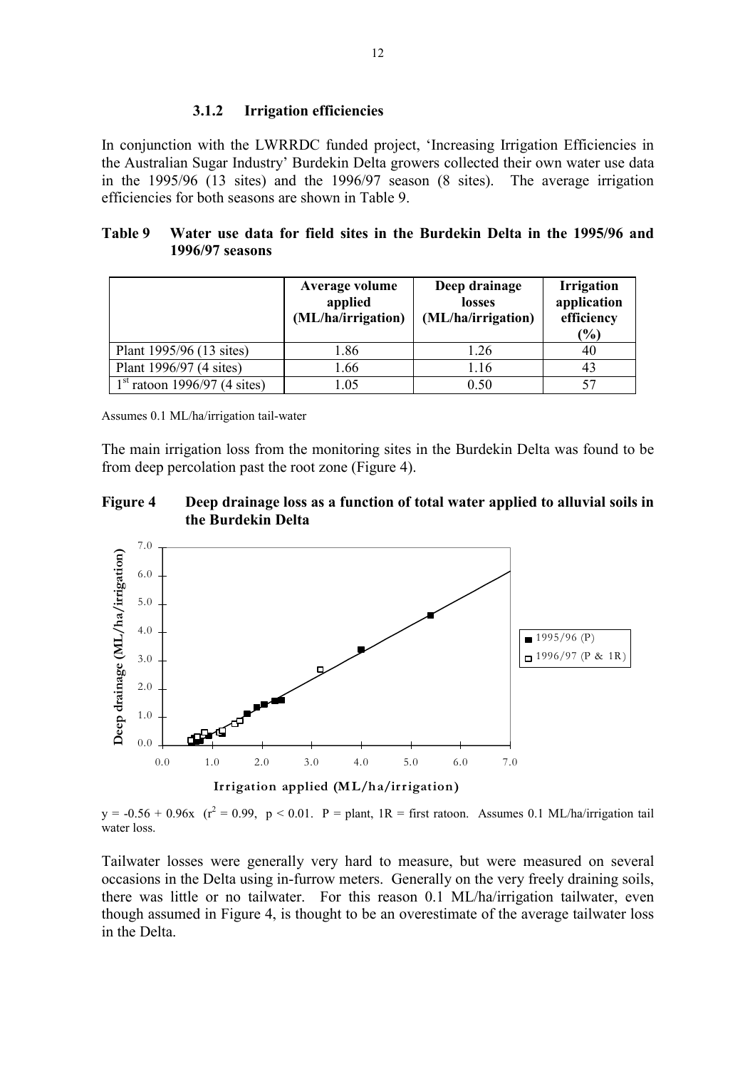### 3.1.2 Irrigation efficiencies

In conjunction with the LWRRDC funded project, 'Increasing Irrigation Efficiencies in the Australian Sugar Industry' Burdekin Delta growers collected their own water use data in the 1995/96 (13 sites) and the 1996/97 season (8 sites). The average irrigation efficiencies for both seasons are shown in Table 9.

**Table 9 Water use data for field sites in the Burdekin Delta in the 1995/96 and 1996/97 seasons**

| | Average volume applied (ML/ha/irrigation) | Deep drainage losses (ML/ha/irrigation) | Irrigation application efficiency (%) |
|---|---|---|---|
| Plant 1995/96 (13 sites) | 1.86 | 1.26 | 40 |
| Plant 1996/97 (4 sites) | 1.66 | 1.16 | 43 |
| 1st ratoon 1996/97 (4 sites) | 1.05 | 0.50 | 57 |

Assumes 0.1 ML/ha/irrigation tail-water

The main irrigation loss from the monitoring sites in the Burdekin Delta was found to be from deep percolation past the root zone (Figure 4).

**Figure 4 Deep drainage loss as a function of total water applied to alluvial soils in the Burdekin Delta**

Deep drainage (ML/ha/irrigation)

7.0
6.0
5.0
4.0
3.0
2.0
1.0
0.0

0.0 1.0 2.0 3.0 4.0 5.0 6.0 7.0

Irrigation applied (ML/ha/irrigation)

■ 1995/96 (P)
□ 1996/97 (P & 1R)

$y = -0.56 + 0.96x$ ($r^2 = 0.99$, $p < 0.01$. P = plant, 1R = first ratoon. Assumes 0.1 ML/ha/irrigation tail water loss.

Tailwater losses were generally very hard to measure, but were measured on several occasions in the Delta using in-furrow meters. Generally on the very freely draining soils, there was little or no tailwater. For this reason 0.1 ML/ha/irrigation tailwater, even though assumed in Figure 4, is thought to be an overestimate of the average tailwater loss in the Delta.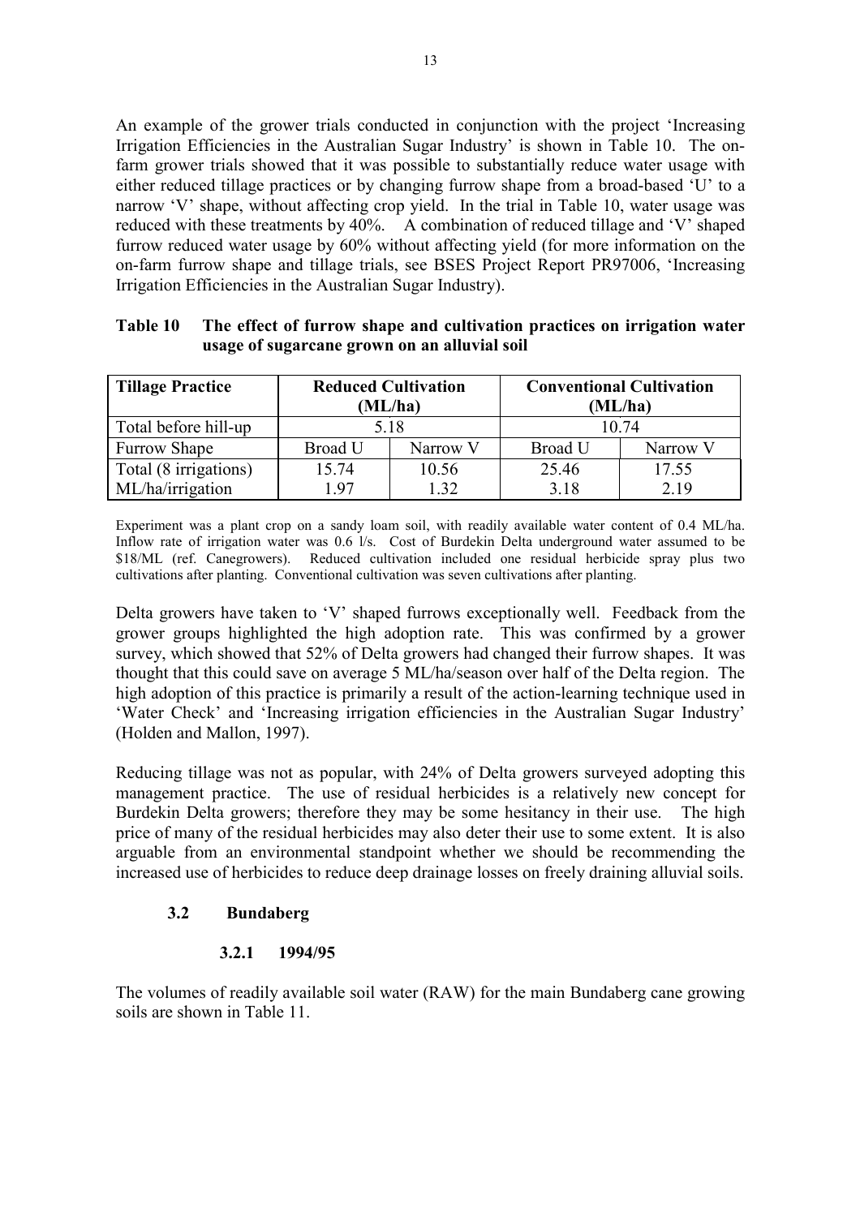An example of the grower trials conducted in conjunction with the project 'Increasing Irrigation Efficiencies in the Australian Sugar Industry' is shown in Table 10. The on-farm grower trials showed that it was possible to substantially reduce water usage with either reduced tillage practices or by changing furrow shape from a broad-based 'U' to a narrow 'V' shape, without affecting crop yield. In the trial in Table 10, water usage was reduced with these treatments by 40%. A combination of reduced tillage and 'V' shaped furrow reduced water usage by 60% without affecting yield (for more information on the on-farm furrow shape and tillage trials, see BSES Project Report PR97006, 'Increasing Irrigation Efficiencies in the Australian Sugar Industry).

**Table 10 The effect of furrow shape and cultivation practices on irrigation water usage of sugarcane grown on an alluvial soil**

| Tillage Practice | Reduced Cultivation (ML/ha) | | Conventional Cultivation (ML/ha) | |
|---|---|---|---|---|
| Total before hill-up | 5.18 | | 10.74 | |
| Furrow Shape | Broad U | Narrow V | Broad U | Narrow V |
| Total (8 irrigations) | 15.74 | 10.56 | 25.46 | 17.55 |
| ML/ha/irrigation | 1.97 | 1.32 | 3.18 | 2.19 |

Experiment was a plant crop on a sandy loam soil, with readily available water content of 0.4 ML/ha. Inflow rate of irrigation water was 0.6 l/s. Cost of Burdekin Delta underground water assumed to be $18/ML (ref. Canegrowers). Reduced cultivation included one residual herbicide spray plus two cultivations after planting. Conventional cultivation was seven cultivations after planting.

Delta growers have taken to 'V' shaped furrows exceptionally well. Feedback from the grower groups highlighted the high adoption rate. This was confirmed by a grower survey, which showed that 52% of Delta growers had changed their furrow shapes. It was thought that this could save on average 5 ML/ha/season over half of the Delta region. The high adoption of this practice is primarily a result of the action-learning technique used in 'Water Check' and 'Increasing irrigation efficiencies in the Australian Sugar Industry' (Holden and Mallon, 1997).

Reducing tillage was not as popular, with 24% of Delta growers surveyed adopting this management practice. The use of residual herbicides is a relatively new concept for Burdekin Delta growers; therefore they may be some hesitancy in their use. The high price of many of the residual herbicides may also deter their use to some extent. It is also arguable from an environmental standpoint whether we should be recommending the increased use of herbicides to reduce deep drainage losses on freely draining alluvial soils.

## 3.2 Bundaberg

### 3.2.1 1994/95

The volumes of readily available soil water (RAW) for the main Bundaberg cane growing soils are shown in Table 11.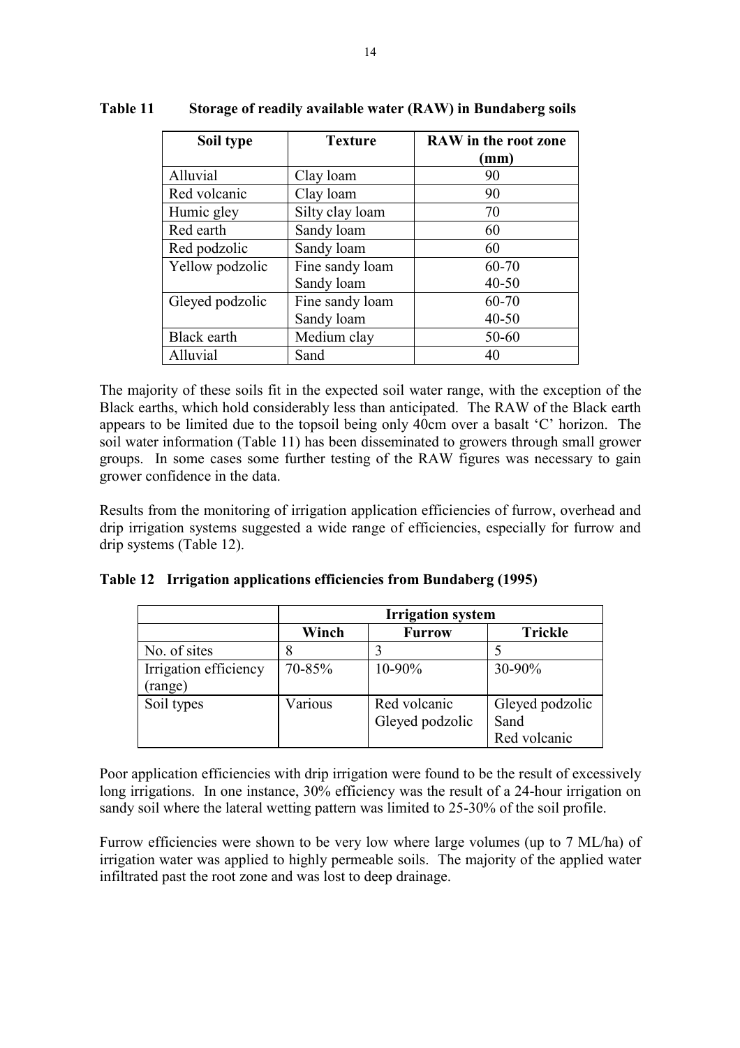**Table 11 Storage of readily available water (RAW) in Bundaberg soils**

| Soil type | Texture | RAW in the root zone (mm) |
|---|---|---|
| Alluvial | Clay loam | 90 |
| Red volcanic | Clay loam | 90 |
| Humic gley | Silty clay loam | 70 |
| Red earth | Sandy loam | 60 |
| Red podzolic | Sandy loam | 60 |
| Yellow podzolic | Fine sandy loam<br>Sandy loam | 60-70<br>40-50 |
| Gleyed podzolic | Fine sandy loam<br>Sandy loam | 60-70<br>40-50 |
| Black earth | Medium clay | 50-60 |
| Alluvial | Sand | 40 |

The majority of these soils fit in the expected soil water range, with the exception of the Black earths, which hold considerably less than anticipated. The RAW of the Black earth appears to be limited due to the topsoil being only 40cm over a basalt 'C' horizon. The soil water information (Table 11) has been disseminated to growers through small grower groups. In some cases some further testing of the RAW figures was necessary to gain grower confidence in the data.

Results from the monitoring of irrigation application efficiencies of furrow, overhead and drip irrigation systems suggested a wide range of efficiencies, especially for furrow and drip systems (Table 12).

**Table 12 Irrigation applications efficiencies from Bundaberg (1995)**

| | Irrigation system | | |
|---|---|---|---|
| | **Winch** | **Furrow** | **Trickle** |
| No. of sites | 8 | 3 | 5 |
| Irrigation efficiency (range) | 70-85% | 10-90% | 30-90% |
| Soil types | Various | Red volcanic<br>Gleyed podzolic | Gleyed podzolic<br>Sand<br>Red volcanic |

Poor application efficiencies with drip irrigation were found to be the result of excessively long irrigations. In one instance, 30% efficiency was the result of a 24-hour irrigation on sandy soil where the lateral wetting pattern was limited to 25-30% of the soil profile.

Furrow efficiencies were shown to be very low where large volumes (up to 7 ML/ha) of irrigation water was applied to highly permeable soils. The majority of the applied water infiltrated past the root zone and was lost to deep drainage.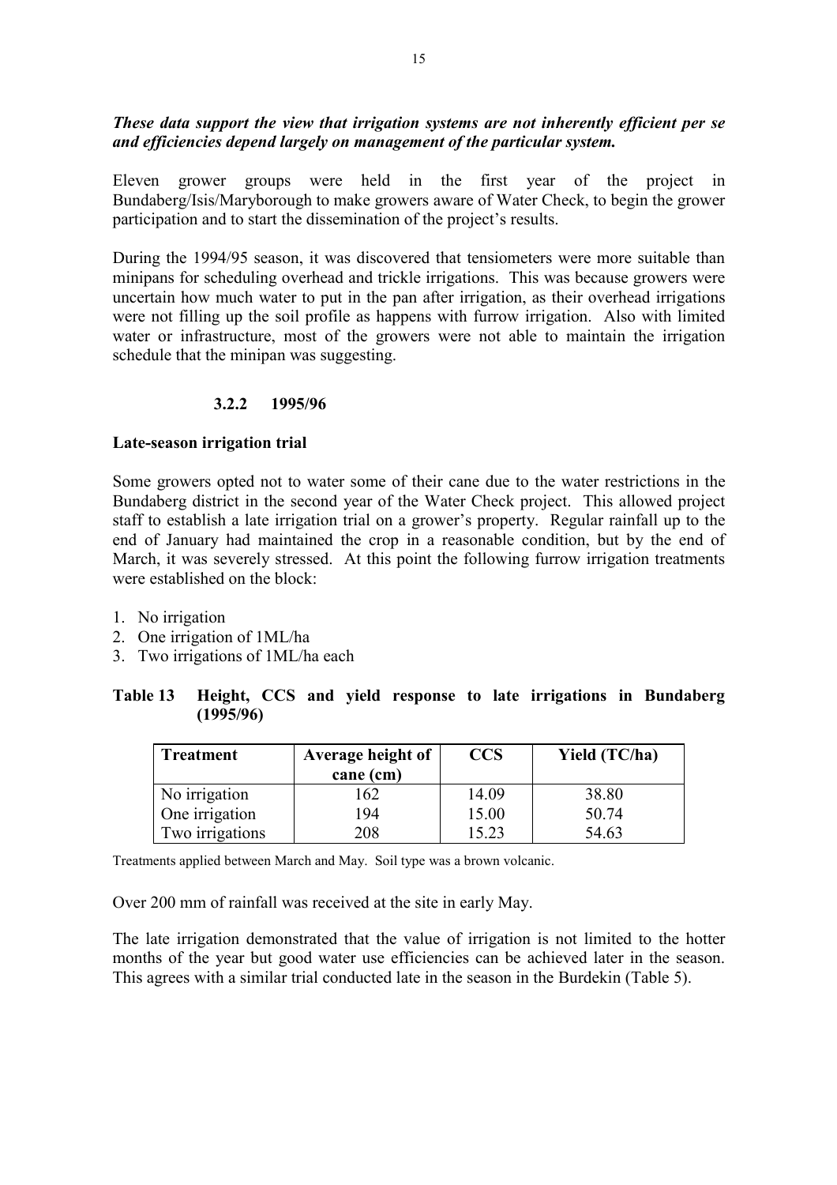***These data support the view that irrigation systems are not inherently efficient per se and efficiencies depend largely on management of the particular system.***

Eleven grower groups were held in the first year of the project in Bundaberg/Isis/Maryborough to make growers aware of Water Check, to begin the grower participation and to start the dissemination of the project's results.

During the 1994/95 season, it was discovered that tensiometers were more suitable than minipans for scheduling overhead and trickle irrigations. This was because growers were uncertain how much water to put in the pan after irrigation, as their overhead irrigations were not filling up the soil profile as happens with furrow irrigation. Also with limited water or infrastructure, most of the growers were not able to maintain the irrigation schedule that the minipan was suggesting.

### 3.2.2 1995/96

**Late-season irrigation trial**

Some growers opted not to water some of their cane due to the water restrictions in the Bundaberg district in the second year of the Water Check project. This allowed project staff to establish a late irrigation trial on a grower's property. Regular rainfall up to the end of January had maintained the crop in a reasonable condition, but by the end of March, it was severely stressed. At this point the following furrow irrigation treatments were established on the block:

1. No irrigation
2. One irrigation of 1ML/ha
3. Two irrigations of 1ML/ha each

**Table 13 Height, CCS and yield response to late irrigations in Bundaberg (1995/96)**

| Treatment | Average height of cane (cm) | CCS | Yield (TC/ha) |
|---|---|---|---|
| No irrigation | 162 | 14.09 | 38.80 |
| One irrigation | 194 | 15.00 | 50.74 |
| Two irrigations | 208 | 15.23 | 54.63 |

Treatments applied between March and May. Soil type was a brown volcanic.

Over 200 mm of rainfall was received at the site in early May.

The late irrigation demonstrated that the value of irrigation is not limited to the hotter months of the year but good water use efficiencies can be achieved later in the season. This agrees with a similar trial conducted late in the season in the Burdekin (Table 5).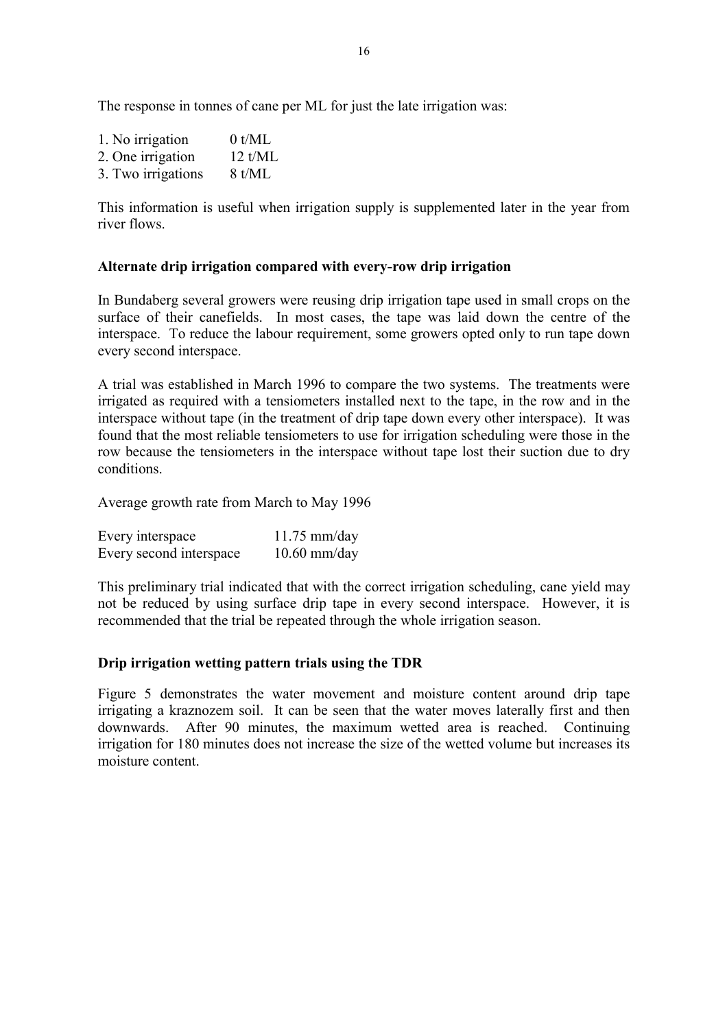The response in tonnes of cane per ML for just the late irrigation was:

| | |
|---|---|
| 1. No irrigation | 0 t/ML |
| 2. One irrigation | 12 t/ML |
| 3. Two irrigations | 8 t/ML |

This information is useful when irrigation supply is supplemented later in the year from river flows.

**Alternate drip irrigation compared with every-row drip irrigation**

In Bundaberg several growers were reusing drip irrigation tape used in small crops on the surface of their canefields. In most cases, the tape was laid down the centre of the interspace. To reduce the labour requirement, some growers opted only to run tape down every second interspace.

A trial was established in March 1996 to compare the two systems. The treatments were irrigated as required with a tensiometers installed next to the tape, in the row and in the interspace without tape (in the treatment of drip tape down every other interspace). It was found that the most reliable tensiometers to use for irrigation scheduling were those in the row because the tensiometers in the interspace without tape lost their suction due to dry conditions.

Average growth rate from March to May 1996

| | |
|---|---|
| Every interspace | 11.75 mm/day |
| Every second interspace | 10.60 mm/day |

This preliminary trial indicated that with the correct irrigation scheduling, cane yield may not be reduced by using surface drip tape in every second interspace. However, it is recommended that the trial be repeated through the whole irrigation season.

**Drip irrigation wetting pattern trials using the TDR**

Figure 5 demonstrates the water movement and moisture content around drip tape irrigating a kraznozem soil. It can be seen that the water moves laterally first and then downwards. After 90 minutes, the maximum wetted area is reached. Continuing irrigation for 180 minutes does not increase the size of the wetted volume but increases its moisture content.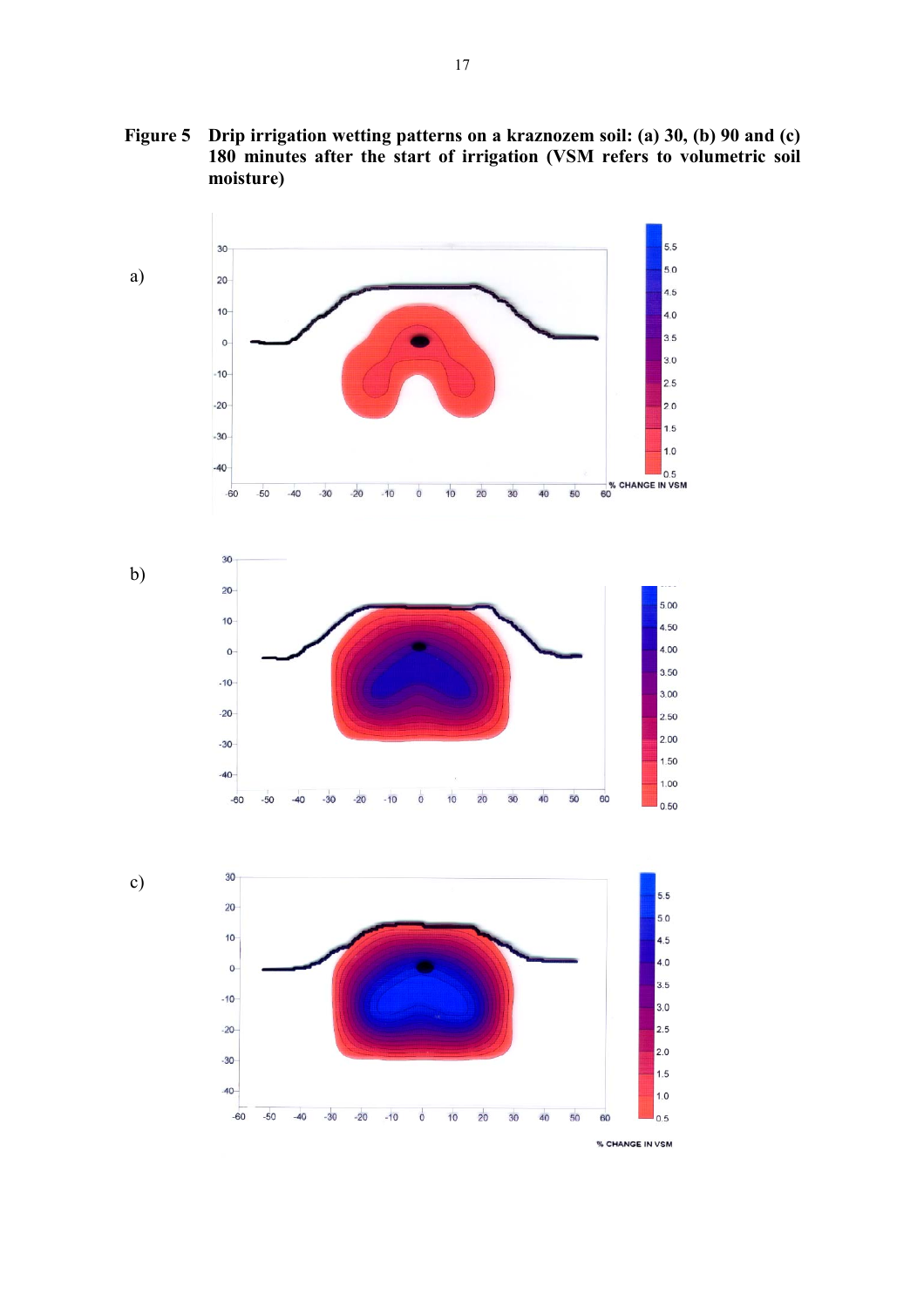**Figure 5 Drip irrigation wetting patterns on a kraznozem soil: (a) 30, (b) 90 and (c) 180 minutes after the start of irrigation (VSM refers to volumetric soil moisture)**

a)

30
20
10
0
-10
-20
-30
-40
-60 -50 -40 -30 -20 -10 0 10 20 30 40 50 60

5.5
5.0
4.5
4.0
3.5
3.0
2.5
2.0
1.5
1.0
0.5
% CHANGE IN VSM

b)

30
20
10
0
-10
-20
-30
-40
-60 -50 -40 -30 -20 -10 0 10 20 30 40 50 60

5.00
4.50
4.00
3.50
3.00
2.50
2.00
1.50
1.00
0.50

c)

30
20
10
0
-10
-20
-30
-40
-60 -50 -40 -30 -20 -10 0 10 20 30 40 50 60

5.5
5.0
4.5
4.0
3.5
3.0
2.5
2.0
1.5
1.0
0.5

% CHANGE IN VSM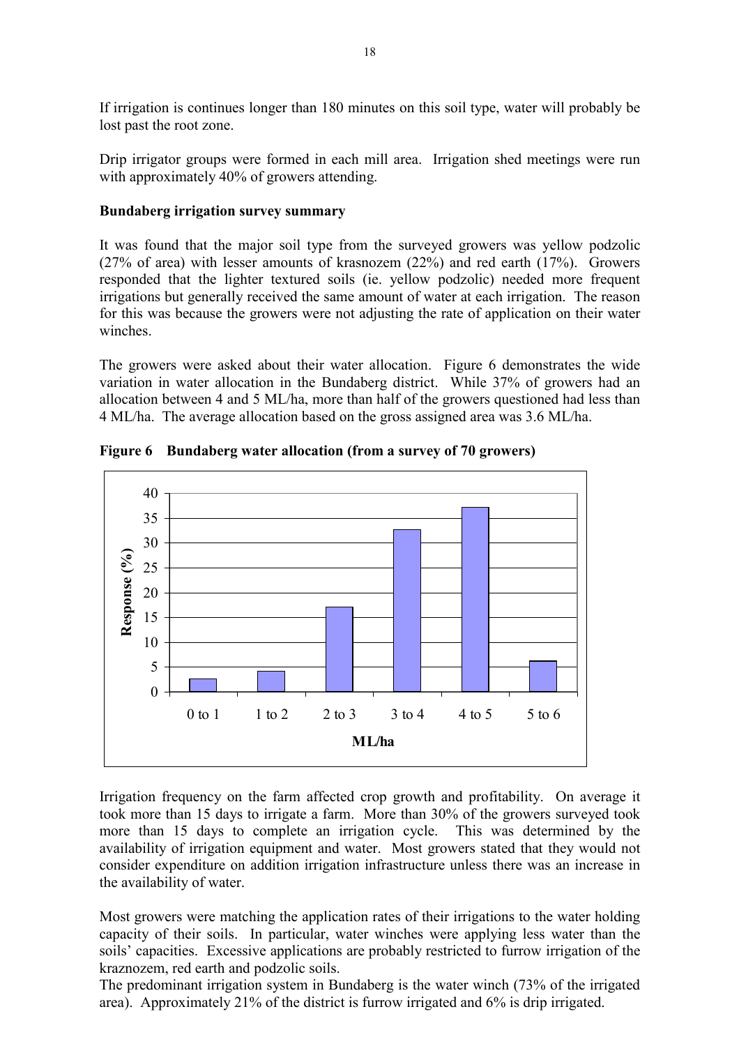If irrigation is continues longer than 180 minutes on this soil type, water will probably be lost past the root zone.

Drip irrigator groups were formed in each mill area. Irrigation shed meetings were run with approximately 40% of growers attending.

**Bundaberg irrigation survey summary**

It was found that the major soil type from the surveyed growers was yellow podzolic (27% of area) with lesser amounts of krasnozem (22%) and red earth (17%). Growers responded that the lighter textured soils (ie. yellow podzolic) needed more frequent irrigations but generally received the same amount of water at each irrigation. The reason for this was because the growers were not adjusting the rate of application on their water winches.

The growers were asked about their water allocation. Figure 6 demonstrates the wide variation in water allocation in the Bundaberg district. While 37% of growers had an allocation between 4 and 5 ML/ha, more than half of the growers questioned had less than 4 ML/ha. The average allocation based on the gross assigned area was 3.6 ML/ha.

**Figure 6 Bundaberg water allocation (from a survey of 70 growers)**

Response (%)
0
5
10
15
20
25
30
35
40

0 to 1
1 to 2
2 to 3
3 to 4
4 to 5
5 to 6

ML/ha

Irrigation frequency on the farm affected crop growth and profitability. On average it took more than 15 days to irrigate a farm. More than 30% of the growers surveyed took more than 15 days to complete an irrigation cycle. This was determined by the availability of irrigation equipment and water. Most growers stated that they would not consider expenditure on addition irrigation infrastructure unless there was an increase in the availability of water.

Most growers were matching the application rates of their irrigations to the water holding capacity of their soils. In particular, water winches were applying less water than the soils' capacities. Excessive applications are probably restricted to furrow irrigation of the kraznozem, red earth and podzolic soils.
The predominant irrigation system in Bundaberg is the water winch (73% of the irrigated area). Approximately 21% of the district is furrow irrigated and 6% is drip irrigated.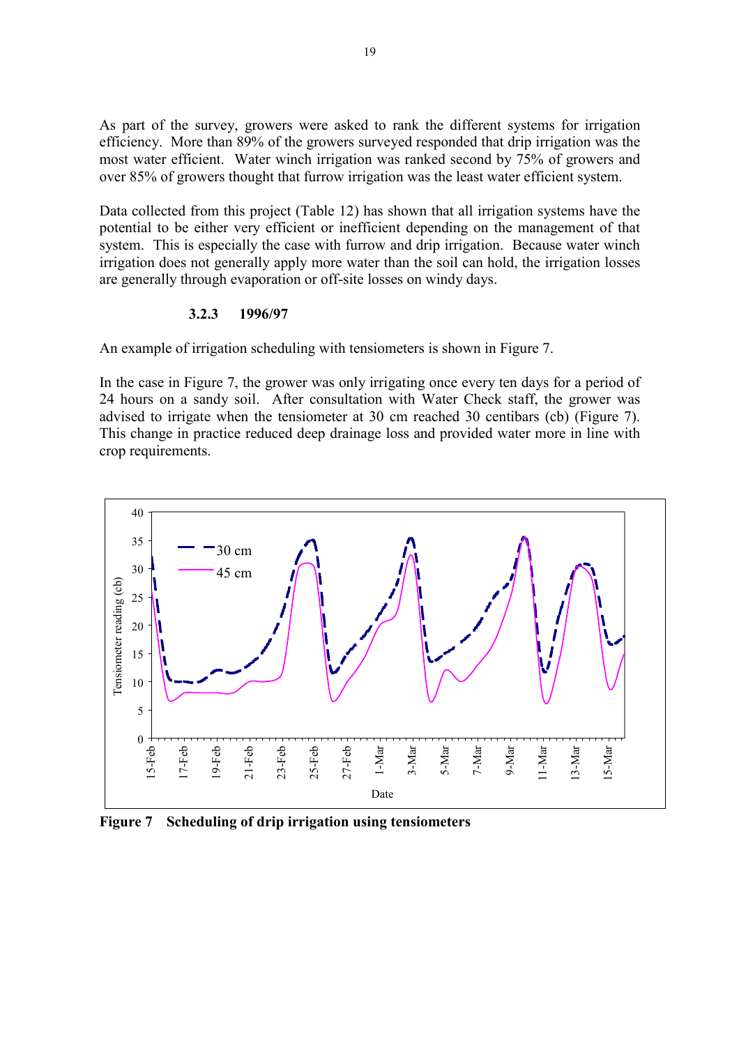As part of the survey, growers were asked to rank the different systems for irrigation efficiency. More than 89% of the growers surveyed responded that drip irrigation was the most water efficient. Water winch irrigation was ranked second by 75% of growers and over 85% of growers thought that furrow irrigation was the least water efficient system.

Data collected from this project (Table 12) has shown that all irrigation systems have the potential to be either very efficient or inefficient depending on the management of that system. This is especially the case with furrow and drip irrigation. Because water winch irrigation does not generally apply more water than the soil can hold, the irrigation losses are generally through evaporation or off-site losses on windy days.

### 3.2.3 1996/97

An example of irrigation scheduling with tensiometers is shown in Figure 7.

In the case in Figure 7, the grower was only irrigating once every ten days for a period of 24 hours on a sandy soil. After consultation with Water Check staff, the grower was advised to irrigate when the tensiometer at 30 cm reached 30 centibars (cb) (Figure 7). This change in practice reduced deep drainage loss and provided water more in line with crop requirements.

Tensiometer reading (cb)
40
35
30
25
20
15
10
5
0

30 cm
45 cm

15-Feb
17-Feb
19-Feb
21-Feb
23-Feb
25-Feb
27-Feb
1-Mar
3-Mar
5-Mar
7-Mar
9-Mar
11-Mar
13-Mar
15-Mar

Date

**Figure 7 Scheduling of drip irrigation using tensiometers**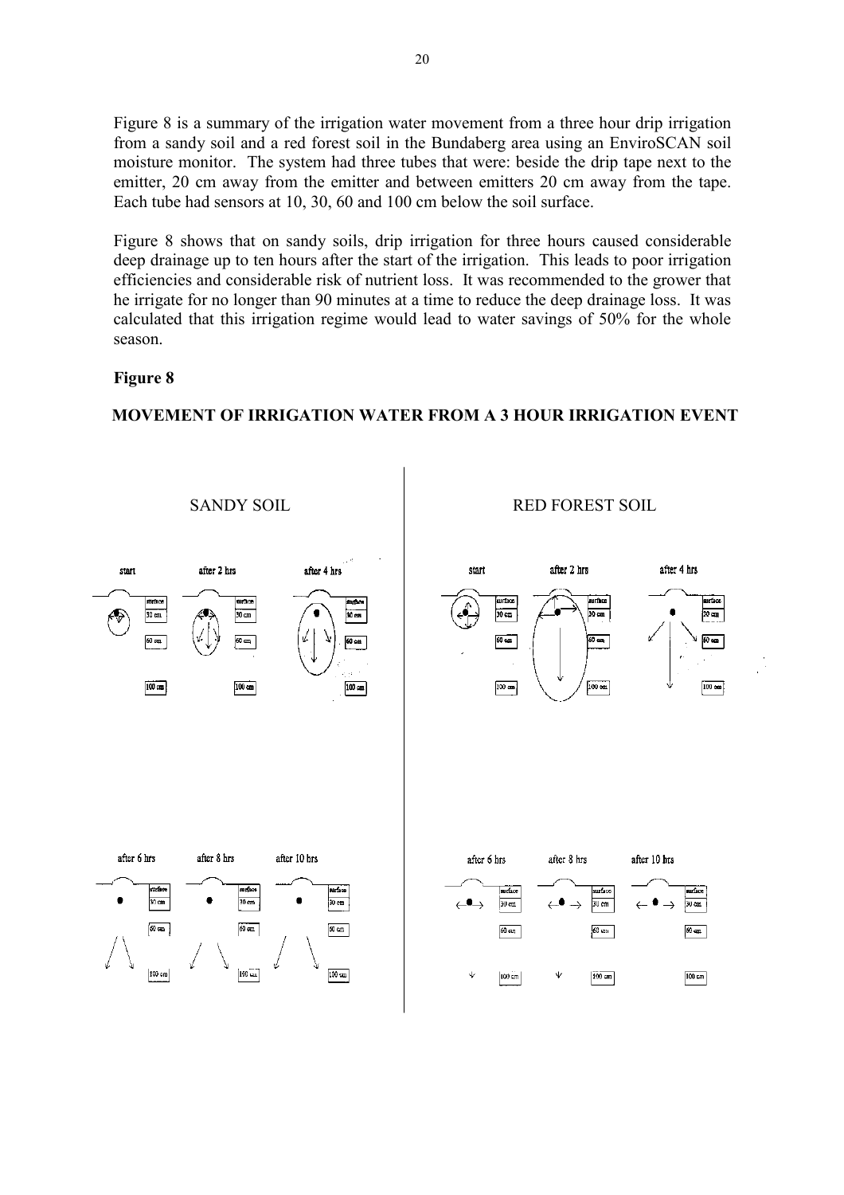Figure 8 is a summary of the irrigation water movement from a three hour drip irrigation from a sandy soil and a red forest soil in the Bundaberg area using an EnviroSCAN soil moisture monitor. The system had three tubes that were: beside the drip tape next to the emitter, 20 cm away from the emitter and between emitters 20 cm away from the tape. Each tube had sensors at 10, 30, 60 and 100 cm below the soil surface.

Figure 8 shows that on sandy soils, drip irrigation for three hours caused considerable deep drainage up to ten hours after the start of the irrigation. This leads to poor irrigation efficiencies and considerable risk of nutrient loss. It was recommended to the grower that he irrigate for no longer than 90 minutes at a time to reduce the deep drainage loss. It was calculated that this irrigation regime would lead to water savings of 50% for the whole season.

**Figure 8**

**MOVEMENT OF IRRIGATION WATER FROM A 3 HOUR IRRIGATION EVENT**

SANDY SOIL

start

after 2 hrs

after 4 hrs

after 6 hrs

after 8 hrs

after 10 hrs

surface

30 cm

60 cm

100 cm

RED FOREST SOIL

start

after 2 hrs

after 4 hrs

after 6 hrs

after 8 hrs

after 10 hrs

surface

30 cm

60 cm

100 cm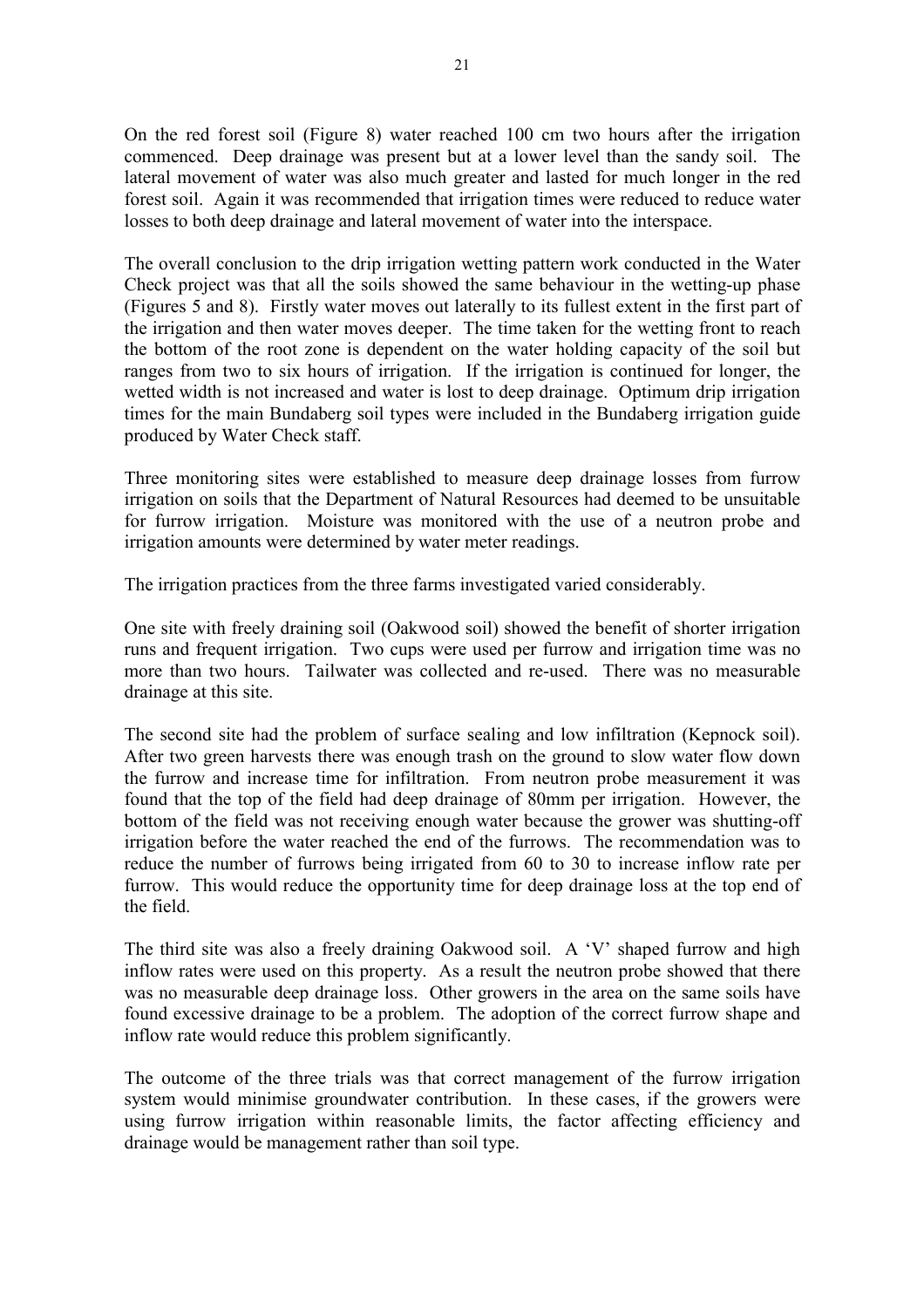On the red forest soil (Figure 8) water reached 100 cm two hours after the irrigation commenced. Deep drainage was present but at a lower level than the sandy soil. The lateral movement of water was also much greater and lasted for much longer in the red forest soil. Again it was recommended that irrigation times were reduced to reduce water losses to both deep drainage and lateral movement of water into the interspace.

The overall conclusion to the drip irrigation wetting pattern work conducted in the Water Check project was that all the soils showed the same behaviour in the wetting-up phase (Figures 5 and 8). Firstly water moves out laterally to its fullest extent in the first part of the irrigation and then water moves deeper. The time taken for the wetting front to reach the bottom of the root zone is dependent on the water holding capacity of the soil but ranges from two to six hours of irrigation. If the irrigation is continued for longer, the wetted width is not increased and water is lost to deep drainage. Optimum drip irrigation times for the main Bundaberg soil types were included in the Bundaberg irrigation guide produced by Water Check staff.

Three monitoring sites were established to measure deep drainage losses from furrow irrigation on soils that the Department of Natural Resources had deemed to be unsuitable for furrow irrigation. Moisture was monitored with the use of a neutron probe and irrigation amounts were determined by water meter readings.

The irrigation practices from the three farms investigated varied considerably.

One site with freely draining soil (Oakwood soil) showed the benefit of shorter irrigation runs and frequent irrigation. Two cups were used per furrow and irrigation time was no more than two hours. Tailwater was collected and re-used. There was no measurable drainage at this site.

The second site had the problem of surface sealing and low infiltration (Kepnock soil). After two green harvests there was enough trash on the ground to slow water flow down the furrow and increase time for infiltration. From neutron probe measurement it was found that the top of the field had deep drainage of 80mm per irrigation. However, the bottom of the field was not receiving enough water because the grower was shutting-off irrigation before the water reached the end of the furrows. The recommendation was to reduce the number of furrows being irrigated from 60 to 30 to increase inflow rate per furrow. This would reduce the opportunity time for deep drainage loss at the top end of the field.

The third site was also a freely draining Oakwood soil. A 'V' shaped furrow and high inflow rates were used on this property. As a result the neutron probe showed that there was no measurable deep drainage loss. Other growers in the area on the same soils have found excessive drainage to be a problem. The adoption of the correct furrow shape and inflow rate would reduce this problem significantly.

The outcome of the three trials was that correct management of the furrow irrigation system would minimise groundwater contribution. In these cases, if the growers were using furrow irrigation within reasonable limits, the factor affecting efficiency and drainage would be management rather than soil type.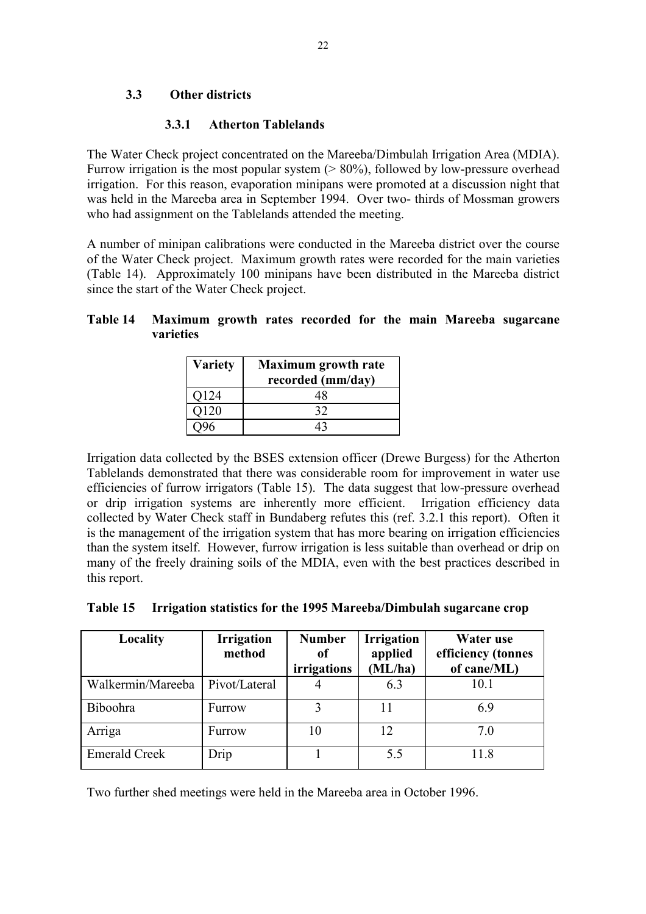## 3.3 Other districts

### 3.3.1 Atherton Tablelands

The Water Check project concentrated on the Mareeba/Dimbulah Irrigation Area (MDIA). Furrow irrigation is the most popular system (> 80%), followed by low-pressure overhead irrigation. For this reason, evaporation minipans were promoted at a discussion night that was held in the Mareeba area in September 1994. Over two- thirds of Mossman growers who had assignment on the Tablelands attended the meeting.

A number of minipan calibrations were conducted in the Mareeba district over the course of the Water Check project. Maximum growth rates were recorded for the main varieties (Table 14). Approximately 100 minipans have been distributed in the Mareeba district since the start of the Water Check project.

**Table 14 Maximum growth rates recorded for the main Mareeba sugarcane varieties**

| Variety | Maximum growth rate recorded (mm/day) |
|---|---|
| Q124 | 48 |
| Q120 | 32 |
| Q96 | 43 |

Irrigation data collected by the BSES extension officer (Drewe Burgess) for the Atherton Tablelands demonstrated that there was considerable room for improvement in water use efficiencies of furrow irrigators (Table 15). The data suggest that low-pressure overhead or drip irrigation systems are inherently more efficient. Irrigation efficiency data collected by Water Check staff in Bundaberg refutes this (ref. 3.2.1 this report). Often it is the management of the irrigation system that has more bearing on irrigation efficiencies than the system itself. However, furrow irrigation is less suitable than overhead or drip on many of the freely draining soils of the MDIA, even with the best practices described in this report.

**Table 15 Irrigation statistics for the 1995 Mareeba/Dimbulah sugarcane crop**

| Locality | Irrigation method | Number of irrigations | Irrigation applied (ML/ha) | Water use efficiency (tonnes of cane/ML) |
|---|---|---|---|---|
| Walkermin/Mareeba | Pivot/Lateral | 4 | 6.3 | 10.1 |
| Biboohra | Furrow | 3 | 11 | 6.9 |
| Arriga | Furrow | 10 | 12 | 7.0 |
| Emerald Creek | Drip | 1 | 5.5 | 11.8 |

Two further shed meetings were held in the Mareeba area in October 1996.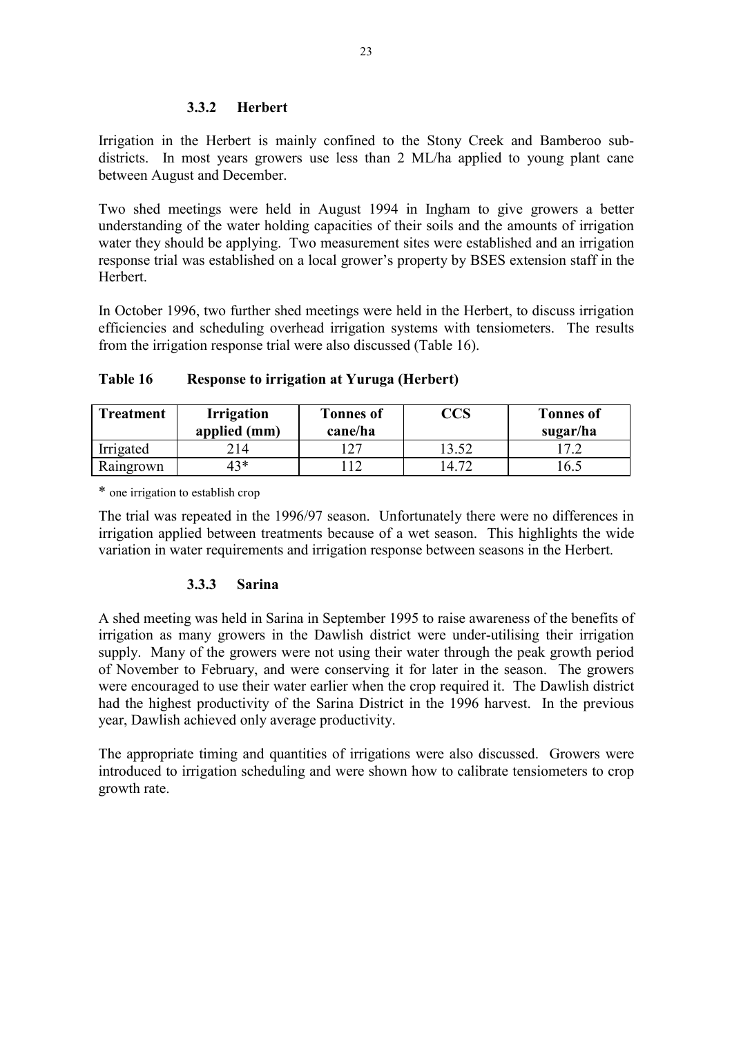### 3.3.2 Herbert

Irrigation in the Herbert is mainly confined to the Stony Creek and Bamberoo sub-districts. In most years growers use less than 2 ML/ha applied to young plant cane between August and December.

Two shed meetings were held in August 1994 in Ingham to give growers a better understanding of the water holding capacities of their soils and the amounts of irrigation water they should be applying. Two measurement sites were established and an irrigation response trial was established on a local grower's property by BSES extension staff in the Herbert.

In October 1996, two further shed meetings were held in the Herbert, to discuss irrigation efficiencies and scheduling overhead irrigation systems with tensiometers. The results from the irrigation response trial were also discussed (Table 16).

**Table 16 Response to irrigation at Yuruga (Herbert)**

| Treatment | Irrigation applied (mm) | Tonnes of cane/ha | CCS | Tonnes of sugar/ha |
|---|---|---|---|---|
| Irrigated | 214 | 127 | 13.52 | 17.2 |
| Raingrown | 43* | 112 | 14.72 | 16.5 |

* one irrigation to establish crop

The trial was repeated in the 1996/97 season. Unfortunately there were no differences in irrigation applied between treatments because of a wet season. This highlights the wide variation in water requirements and irrigation response between seasons in the Herbert.

### 3.3.3 Sarina

A shed meeting was held in Sarina in September 1995 to raise awareness of the benefits of irrigation as many growers in the Dawlish district were under-utilising their irrigation supply. Many of the growers were not using their water through the peak growth period of November to February, and were conserving it for later in the season. The growers were encouraged to use their water earlier when the crop required it. The Dawlish district had the highest productivity of the Sarina District in the 1996 harvest. In the previous year, Dawlish achieved only average productivity.

The appropriate timing and quantities of irrigations were also discussed. Growers were introduced to irrigation scheduling and were shown how to calibrate tensiometers to crop growth rate.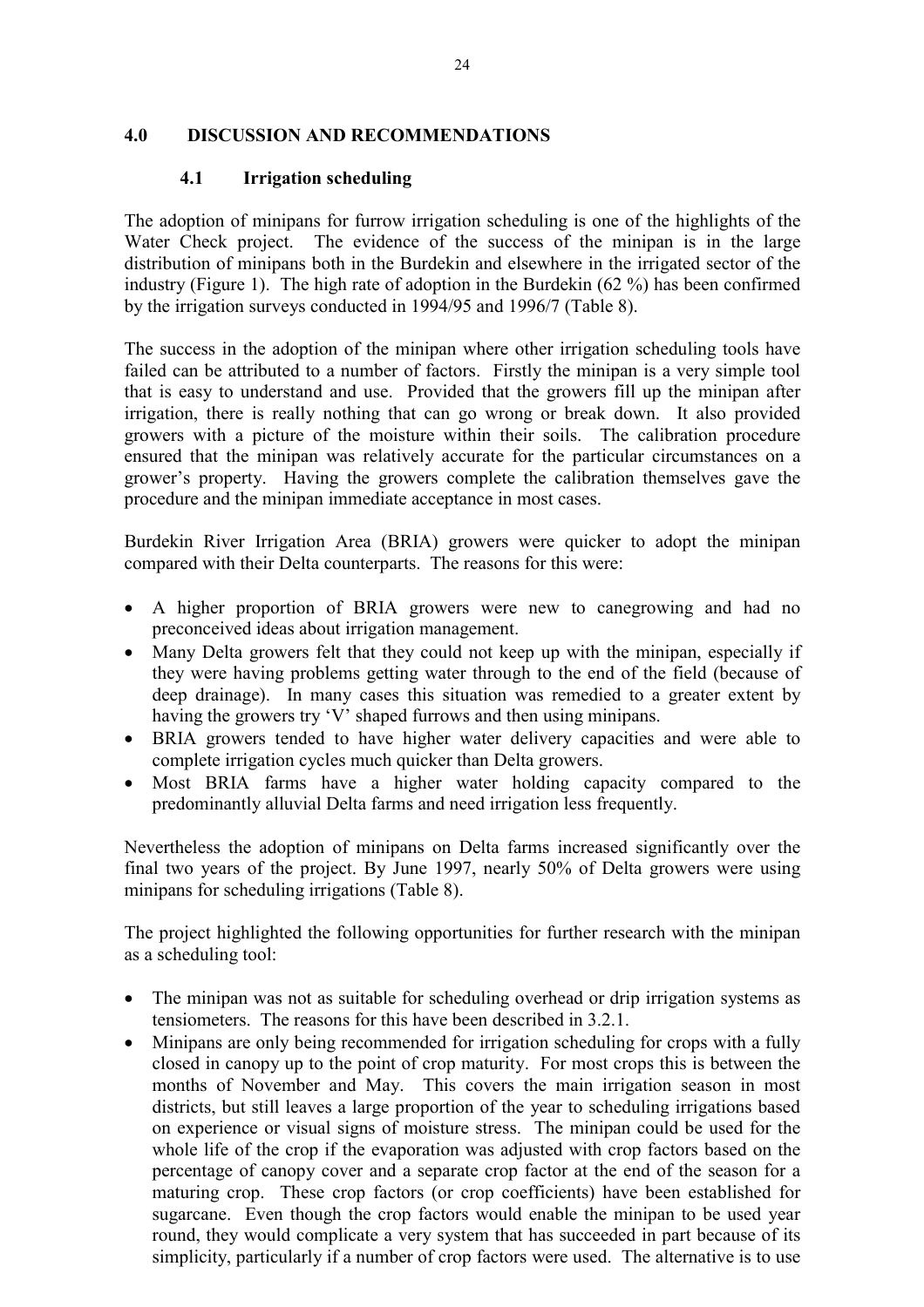# 4.0 DISCUSSION AND RECOMMENDATIONS

## 4.1 Irrigation scheduling

The adoption of minipans for furrow irrigation scheduling is one of the highlights of the Water Check project. The evidence of the success of the minipan is in the large distribution of minipans both in the Burdekin and elsewhere in the irrigated sector of the industry (Figure 1). The high rate of adoption in the Burdekin (62 %) has been confirmed by the irrigation surveys conducted in 1994/95 and 1996/7 (Table 8).

The success in the adoption of the minipan where other irrigation scheduling tools have failed can be attributed to a number of factors. Firstly the minipan is a very simple tool that is easy to understand and use. Provided that the growers fill up the minipan after irrigation, there is really nothing that can go wrong or break down. It also provided growers with a picture of the moisture within their soils. The calibration procedure ensured that the minipan was relatively accurate for the particular circumstances on a grower's property. Having the growers complete the calibration themselves gave the procedure and the minipan immediate acceptance in most cases.

Burdekin River Irrigation Area (BRIA) growers were quicker to adopt the minipan compared with their Delta counterparts. The reasons for this were:

- A higher proportion of BRIA growers were new to canegrowing and had no preconceived ideas about irrigation management.
- Many Delta growers felt that they could not keep up with the minipan, especially if they were having problems getting water through to the end of the field (because of deep drainage). In many cases this situation was remedied to a greater extent by having the growers try 'V' shaped furrows and then using minipans.
- BRIA growers tended to have higher water delivery capacities and were able to complete irrigation cycles much quicker than Delta growers.
- Most BRIA farms have a higher water holding capacity compared to the predominantly alluvial Delta farms and need irrigation less frequently.

Nevertheless the adoption of minipans on Delta farms increased significantly over the final two years of the project. By June 1997, nearly 50% of Delta growers were using minipans for scheduling irrigations (Table 8).

The project highlighted the following opportunities for further research with the minipan as a scheduling tool:

- The minipan was not as suitable for scheduling overhead or drip irrigation systems as tensiometers. The reasons for this have been described in 3.2.1.
- Minipans are only being recommended for irrigation scheduling for crops with a fully closed in canopy up to the point of crop maturity. For most crops this is between the months of November and May. This covers the main irrigation season in most districts, but still leaves a large proportion of the year to scheduling irrigations based on experience or visual signs of moisture stress. The minipan could be used for the whole life of the crop if the evaporation was adjusted with crop factors based on the percentage of canopy cover and a separate crop factor at the end of the season for a maturing crop. These crop factors (or crop coefficients) have been established for sugarcane. Even though the crop factors would enable the minipan to be used year round, they would complicate a very system that has succeeded in part because of its simplicity, particularly if a number of crop factors were used. The alternative is to use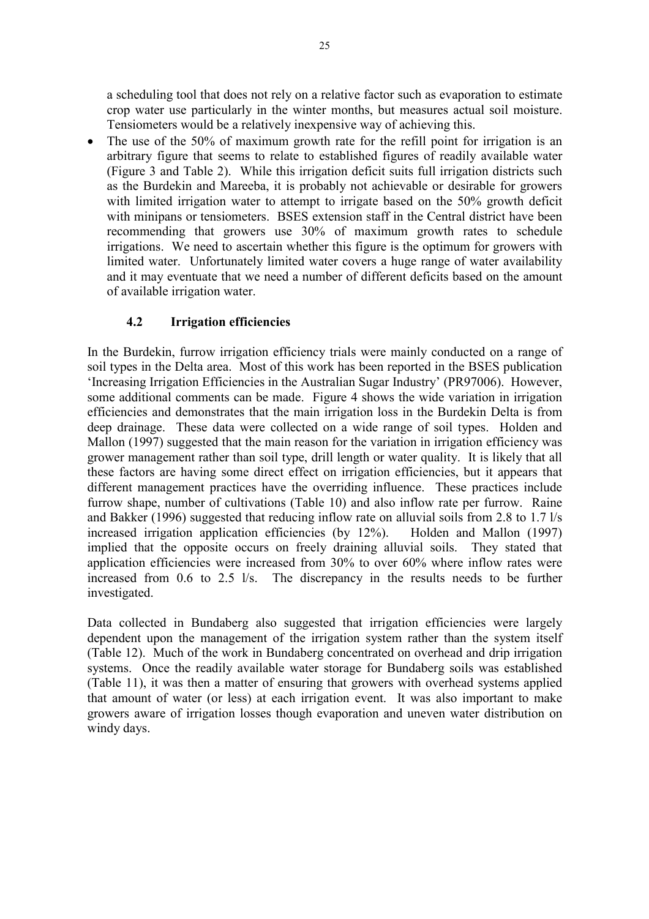a scheduling tool that does not rely on a relative factor such as evaporation to estimate crop water use particularly in the winter months, but measures actual soil moisture. Tensiometers would be a relatively inexpensive way of achieving this.

- The use of the 50% of maximum growth rate for the refill point for irrigation is an arbitrary figure that seems to relate to established figures of readily available water (Figure 3 and Table 2). While this irrigation deficit suits full irrigation districts such as the Burdekin and Mareeba, it is probably not achievable or desirable for growers with limited irrigation water to attempt to irrigate based on the 50% growth deficit with minipans or tensiometers. BSES extension staff in the Central district have been recommending that growers use 30% of maximum growth rates to schedule irrigations. We need to ascertain whether this figure is the optimum for growers with limited water. Unfortunately limited water covers a huge range of water availability and it may eventuate that we need a number of different deficits based on the amount of available irrigation water.

### 4.2 Irrigation efficiencies

In the Burdekin, furrow irrigation efficiency trials were mainly conducted on a range of soil types in the Delta area. Most of this work has been reported in the BSES publication 'Increasing Irrigation Efficiencies in the Australian Sugar Industry' (PR97006). However, some additional comments can be made. Figure 4 shows the wide variation in irrigation efficiencies and demonstrates that the main irrigation loss in the Burdekin Delta is from deep drainage. These data were collected on a wide range of soil types. Holden and Mallon (1997) suggested that the main reason for the variation in irrigation efficiency was grower management rather than soil type, drill length or water quality. It is likely that all these factors are having some direct effect on irrigation efficiencies, but it appears that different management practices have the overriding influence. These practices include furrow shape, number of cultivations (Table 10) and also inflow rate per furrow. Raine and Bakker (1996) suggested that reducing inflow rate on alluvial soils from 2.8 to 1.7 l/s increased irrigation application efficiencies (by 12%). Holden and Mallon (1997) implied that the opposite occurs on freely draining alluvial soils. They stated that application efficiencies were increased from 30% to over 60% where inflow rates were increased from 0.6 to 2.5 l/s. The discrepancy in the results needs to be further investigated.

Data collected in Bundaberg also suggested that irrigation efficiencies were largely dependent upon the management of the irrigation system rather than the system itself (Table 12). Much of the work in Bundaberg concentrated on overhead and drip irrigation systems. Once the readily available water storage for Bundaberg soils was established (Table 11), it was then a matter of ensuring that growers with overhead systems applied that amount of water (or less) at each irrigation event. It was also important to make growers aware of irrigation losses though evaporation and uneven water distribution on windy days.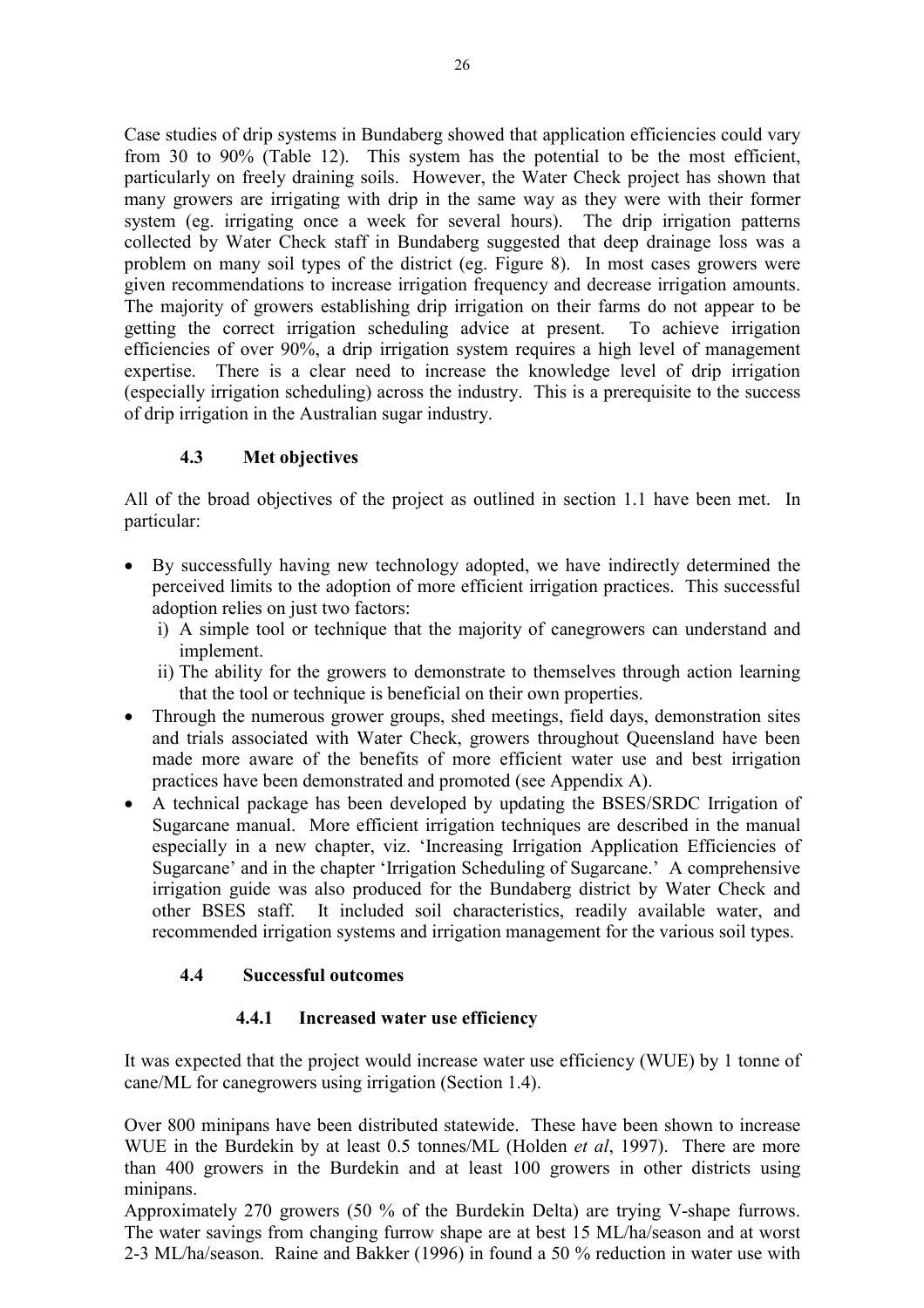Case studies of drip systems in Bundaberg showed that application efficiencies could vary from 30 to 90% (Table 12). This system has the potential to be the most efficient, particularly on freely draining soils. However, the Water Check project has shown that many growers are irrigating with drip in the same way as they were with their former system (eg. irrigating once a week for several hours). The drip irrigation patterns collected by Water Check staff in Bundaberg suggested that deep drainage loss was a problem on many soil types of the district (eg. Figure 8). In most cases growers were given recommendations to increase irrigation frequency and decrease irrigation amounts. The majority of growers establishing drip irrigation on their farms do not appear to be getting the correct irrigation scheduling advice at present. To achieve irrigation efficiencies of over 90%, a drip irrigation system requires a high level of management expertise. There is a clear need to increase the knowledge level of drip irrigation (especially irrigation scheduling) across the industry. This is a prerequisite to the success of drip irrigation in the Australian sugar industry.

### 4.3 Met objectives

All of the broad objectives of the project as outlined in section 1.1 have been met. In particular:

- By successfully having new technology adopted, we have indirectly determined the perceived limits to the adoption of more efficient irrigation practices. This successful adoption relies on just two factors:
  i) A simple tool or technique that the majority of canegrowers can understand and implement.
  ii) The ability for the growers to demonstrate to themselves through action learning that the tool or technique is beneficial on their own properties.
- Through the numerous grower groups, shed meetings, field days, demonstration sites and trials associated with Water Check, growers throughout Queensland have been made more aware of the benefits of more efficient water use and best irrigation practices have been demonstrated and promoted (see Appendix A).
- A technical package has been developed by updating the BSES/SRDC Irrigation of Sugarcane manual. More efficient irrigation techniques are described in the manual especially in a new chapter, viz. 'Increasing Irrigation Application Efficiencies of Sugarcane' and in the chapter 'Irrigation Scheduling of Sugarcane.' A comprehensive irrigation guide was also produced for the Bundaberg district by Water Check and other BSES staff. It included soil characteristics, readily available water, and recommended irrigation systems and irrigation management for the various soil types.

### 4.4 Successful outcomes

#### 4.4.1 Increased water use efficiency

It was expected that the project would increase water use efficiency (WUE) by 1 tonne of cane/ML for canegrowers using irrigation (Section 1.4).

Over 800 minipans have been distributed statewide. These have been shown to increase WUE in the Burdekin by at least 0.5 tonnes/ML (Holden *et al*, 1997). There are more than 400 growers in the Burdekin and at least 100 growers in other districts using minipans.

Approximately 270 growers (50 % of the Burdekin Delta) are trying V-shape furrows. The water savings from changing furrow shape are at best 15 ML/ha/season and at worst 2-3 ML/ha/season. Raine and Bakker (1996) in found a 50 % reduction in water use with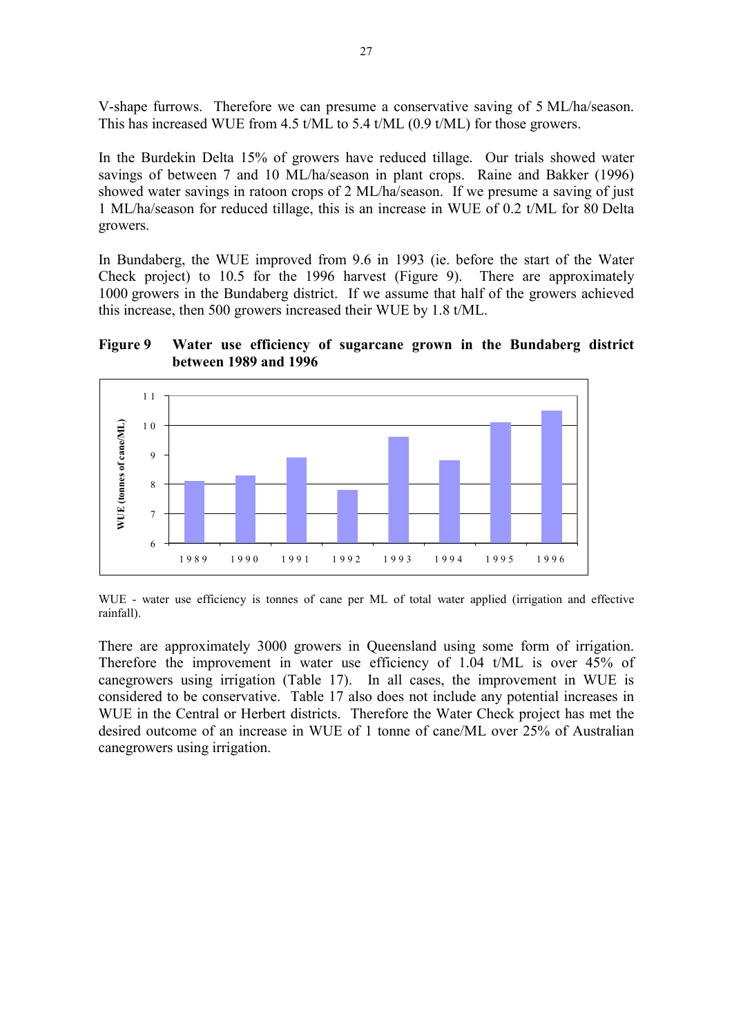V-shape furrows. Therefore we can presume a conservative saving of 5 ML/ha/season. This has increased WUE from 4.5 t/ML to 5.4 t/ML (0.9 t/ML) for those growers.

In the Burdekin Delta 15% of growers have reduced tillage. Our trials showed water savings of between 7 and 10 ML/ha/season in plant crops. Raine and Bakker (1996) showed water savings in ratoon crops of 2 ML/ha/season. If we presume a saving of just 1 ML/ha/season for reduced tillage, this is an increase in WUE of 0.2 t/ML for 80 Delta growers.

In Bundaberg, the WUE improved from 9.6 in 1993 (ie. before the start of the Water Check project) to 10.5 for the 1996 harvest (Figure 9). There are approximately 1000 growers in the Bundaberg district. If we assume that half of the growers achieved this increase, then 500 growers increased their WUE by 1.8 t/ML.

**Figure 9 Water use efficiency of sugarcane grown in the Bundaberg district between 1989 and 1996**

WUE (tonnes of cane/ML)

11
10
9
8
7
6

1989 1990 1991 1992 1993 1994 1995 1996

WUE - water use efficiency is tonnes of cane per ML of total water applied (irrigation and effective rainfall).

There are approximately 3000 growers in Queensland using some form of irrigation. Therefore the improvement in water use efficiency of 1.04 t/ML is over 45% of canegrowers using irrigation (Table 17). In all cases, the improvement in WUE is considered to be conservative. Table 17 also does not include any potential increases in WUE in the Central or Herbert districts. Therefore the Water Check project has met the desired outcome of an increase in WUE of 1 tonne of cane/ML over 25% of Australian canegrowers using irrigation.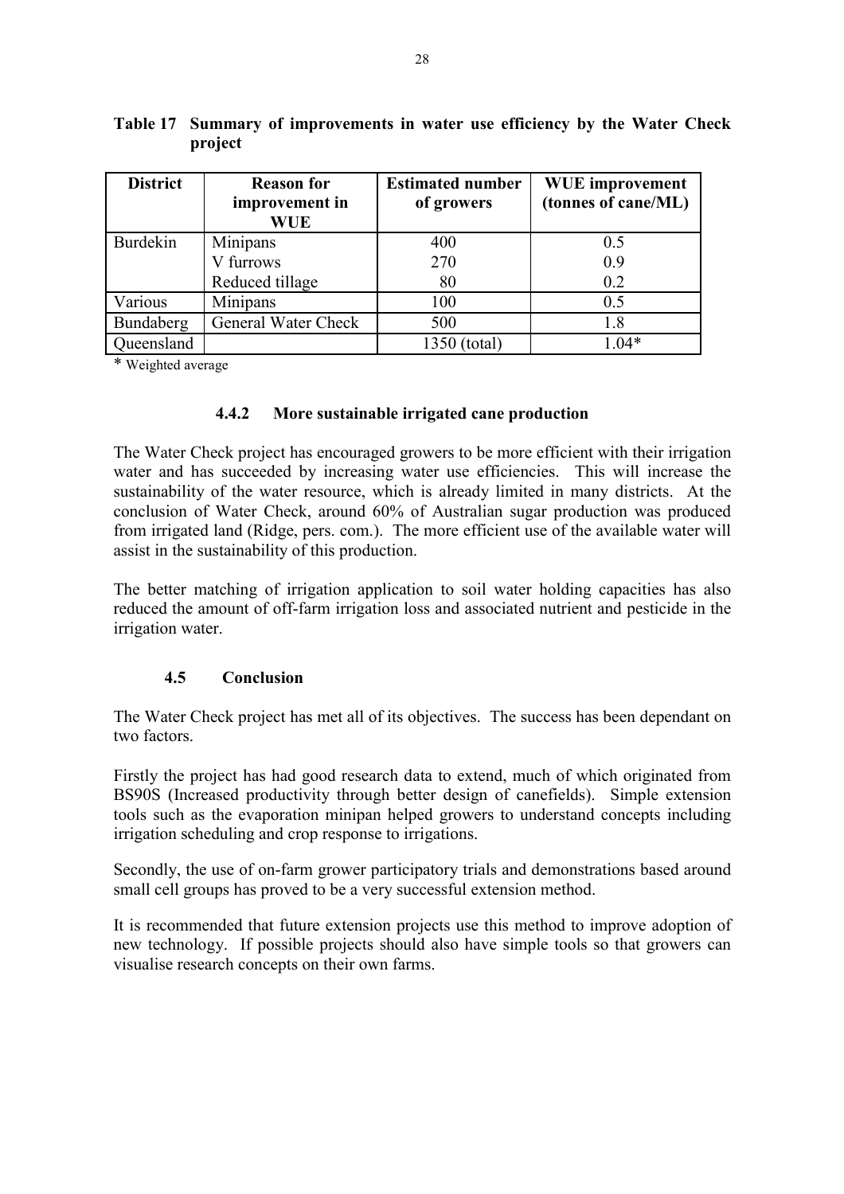**Table 17 Summary of improvements in water use efficiency by the Water Check project**

| District | Reason for improvement in WUE | Estimated number of growers | WUE improvement (tonnes of cane/ML) |
|---|---|---|---|
| Burdekin | Minipans | 400 | 0.5 |
| | V furrows | 270 | 0.9 |
| | Reduced tillage | 80 | 0.2 |
| Various | Minipans | 100 | 0.5 |
| Bundaberg | General Water Check | 500 | 1.8 |
| Queensland | | 1350 (total) | 1.04* |

\* Weighted average

#### 4.4.2 More sustainable irrigated cane production

The Water Check project has encouraged growers to be more efficient with their irrigation water and has succeeded by increasing water use efficiencies. This will increase the sustainability of the water resource, which is already limited in many districts. At the conclusion of Water Check, around 60% of Australian sugar production was produced from irrigated land (Ridge, pers. com.). The more efficient use of the available water will assist in the sustainability of this production.

The better matching of irrigation application to soil water holding capacities has also reduced the amount of off-farm irrigation loss and associated nutrient and pesticide in the irrigation water.

### 4.5 Conclusion

The Water Check project has met all of its objectives. The success has been dependant on two factors.

Firstly the project has had good research data to extend, much of which originated from BS90S (Increased productivity through better design of canefields). Simple extension tools such as the evaporation minipan helped growers to understand concepts including irrigation scheduling and crop response to irrigations.

Secondly, the use of on-farm grower participatory trials and demonstrations based around small cell groups has proved to be a very successful extension method.

It is recommended that future extension projects use this method to improve adoption of new technology. If possible projects should also have simple tools so that growers can visualise research concepts on their own farms.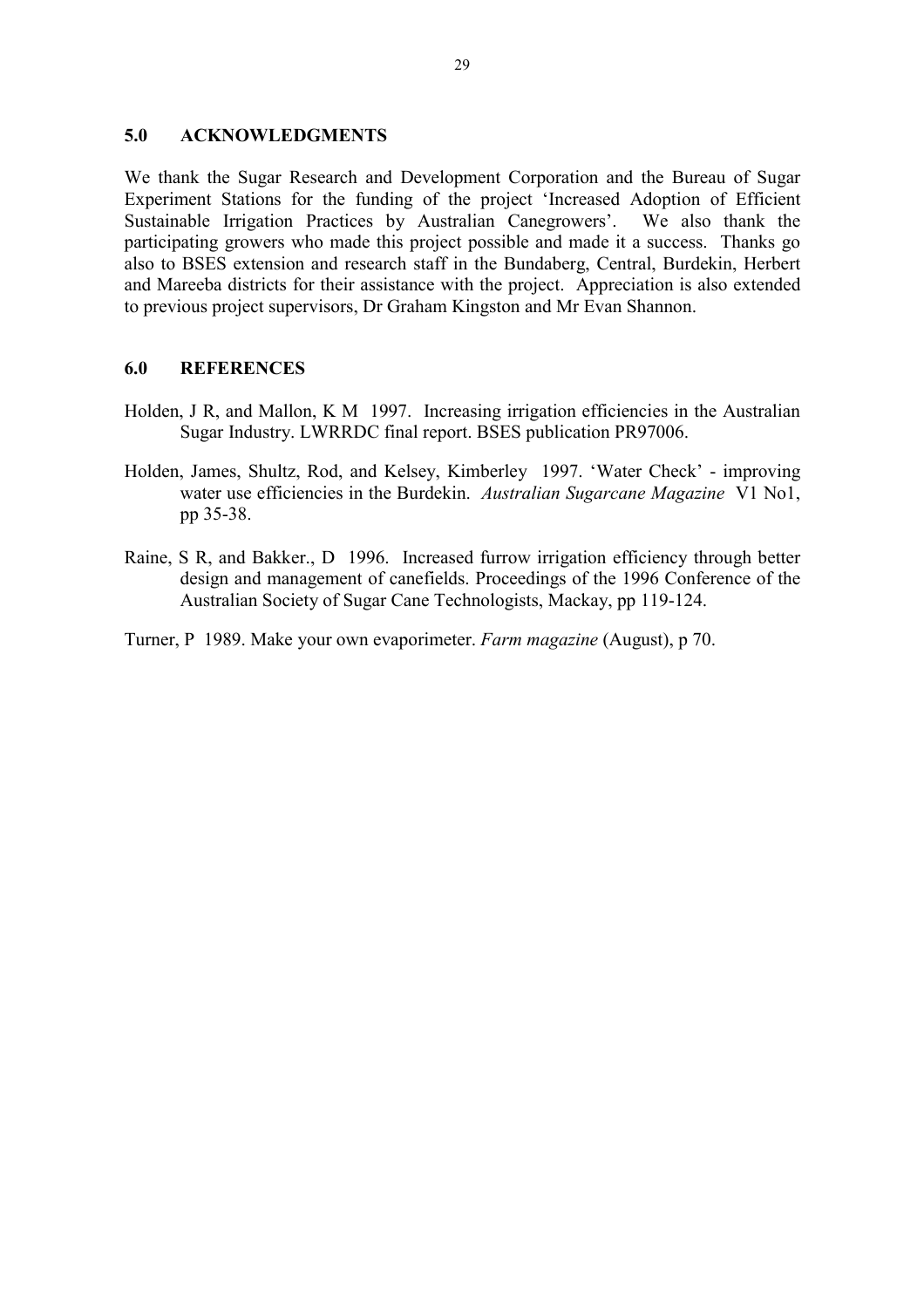## 5.0 ACKNOWLEDGMENTS

We thank the Sugar Research and Development Corporation and the Bureau of Sugar Experiment Stations for the funding of the project 'Increased Adoption of Efficient Sustainable Irrigation Practices by Australian Canegrowers'. We also thank the participating growers who made this project possible and made it a success. Thanks go also to BSES extension and research staff in the Bundaberg, Central, Burdekin, Herbert and Mareeba districts for their assistance with the project. Appreciation is also extended to previous project supervisors, Dr Graham Kingston and Mr Evan Shannon.

## 6.0 REFERENCES

Holden, J R, and Mallon, K M 1997. Increasing irrigation efficiencies in the Australian Sugar Industry. LWRRDC final report. BSES publication PR97006.

Holden, James, Shultz, Rod, and Kelsey, Kimberley 1997. 'Water Check' - improving water use efficiencies in the Burdekin. *Australian Sugarcane Magazine* V1 No1, pp 35-38.

Raine, S R, and Bakker., D 1996. Increased furrow irrigation efficiency through better design and management of canefields. Proceedings of the 1996 Conference of the Australian Society of Sugar Cane Technologists, Mackay, pp 119-124.

Turner, P 1989. Make your own evaporimeter. *Farm magazine* (August), p 70.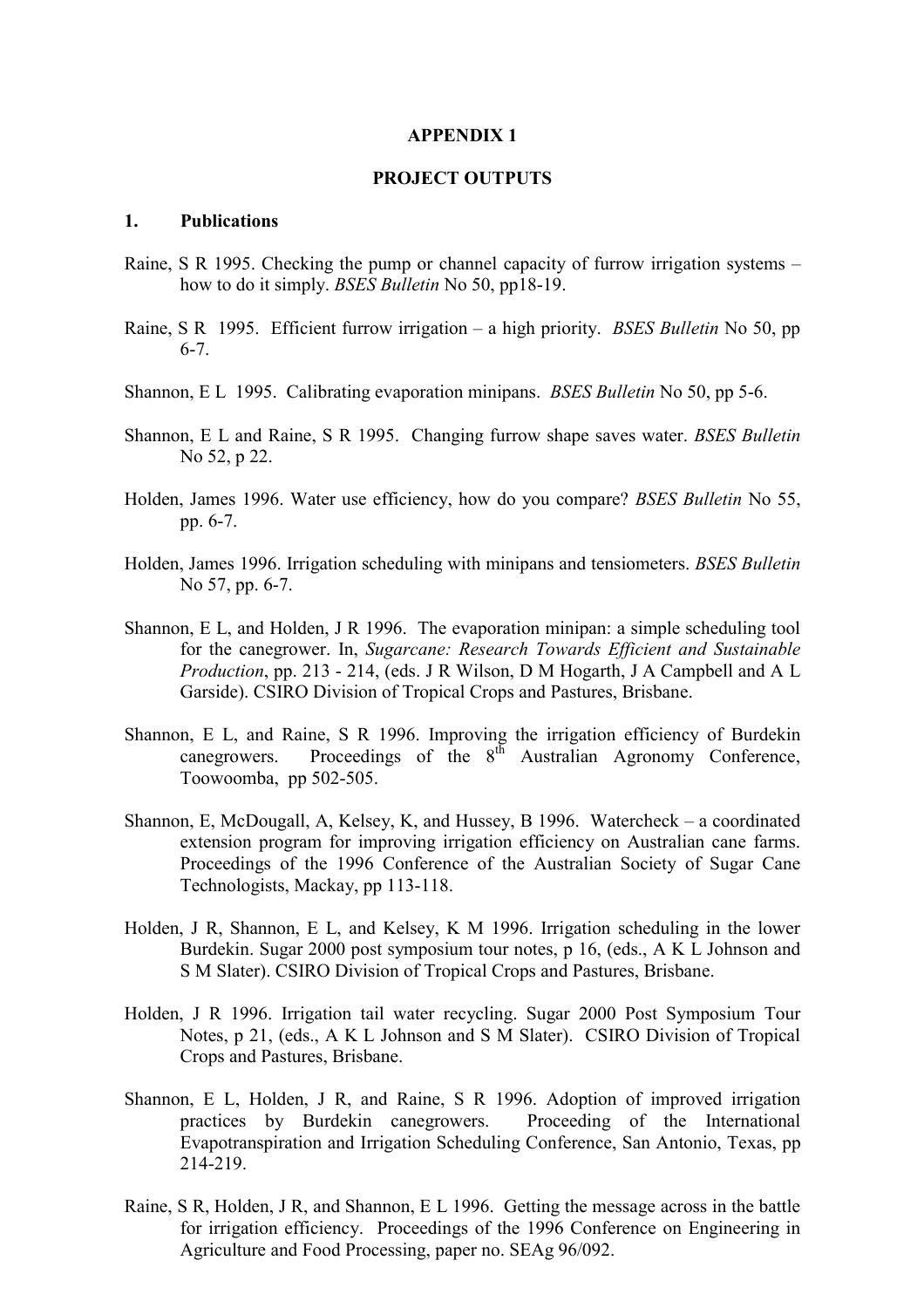# APPENDIX 1

## PROJECT OUTPUTS

### 1. Publications

Raine, S R 1995. Checking the pump or channel capacity of furrow irrigation systems – how to do it simply. *BSES Bulletin* No 50, pp18-19.

Raine, S R 1995. Efficient furrow irrigation – a high priority. *BSES Bulletin* No 50, pp 6-7.

Shannon, E L 1995. Calibrating evaporation minipans. *BSES Bulletin* No 50, pp 5-6.

Shannon, E L and Raine, S R 1995. Changing furrow shape saves water. *BSES Bulletin* No 52, p 22.

Holden, James 1996. Water use efficiency, how do you compare? *BSES Bulletin* No 55, pp. 6-7.

Holden, James 1996. Irrigation scheduling with minipans and tensiometers. *BSES Bulletin* No 57, pp. 6-7.

Shannon, E L, and Holden, J R 1996. The evaporation minipan: a simple scheduling tool for the canegrower. In, *Sugarcane: Research Towards Efficient and Sustainable Production*, pp. 213 - 214, (eds. J R Wilson, D M Hogarth, J A Campbell and A L Garside). CSIRO Division of Tropical Crops and Pastures, Brisbane.

Shannon, E L, and Raine, S R 1996. Improving the irrigation efficiency of Burdekin canegrowers. Proceedings of the 8th Australian Agronomy Conference, Toowoomba, pp 502-505.

Shannon, E, McDougall, A, Kelsey, K, and Hussey, B 1996. Watercheck – a coordinated extension program for improving irrigation efficiency on Australian cane farms. Proceedings of the 1996 Conference of the Australian Society of Sugar Cane Technologists, Mackay, pp 113-118.

Holden, J R, Shannon, E L, and Kelsey, K M 1996. Irrigation scheduling in the lower Burdekin. Sugar 2000 post symposium tour notes, p 16, (eds., A K L Johnson and S M Slater). CSIRO Division of Tropical Crops and Pastures, Brisbane.

Holden, J R 1996. Irrigation tail water recycling. Sugar 2000 Post Symposium Tour Notes, p 21, (eds., A K L Johnson and S M Slater). CSIRO Division of Tropical Crops and Pastures, Brisbane.

Shannon, E L, Holden, J R, and Raine, S R 1996. Adoption of improved irrigation practices by Burdekin canegrowers. Proceeding of the International Evapotranspiration and Irrigation Scheduling Conference, San Antonio, Texas, pp 214-219.

Raine, S R, Holden, J R, and Shannon, E L 1996. Getting the message across in the battle for irrigation efficiency. Proceedings of the 1996 Conference on Engineering in Agriculture and Food Processing, paper no. SEAg 96/092.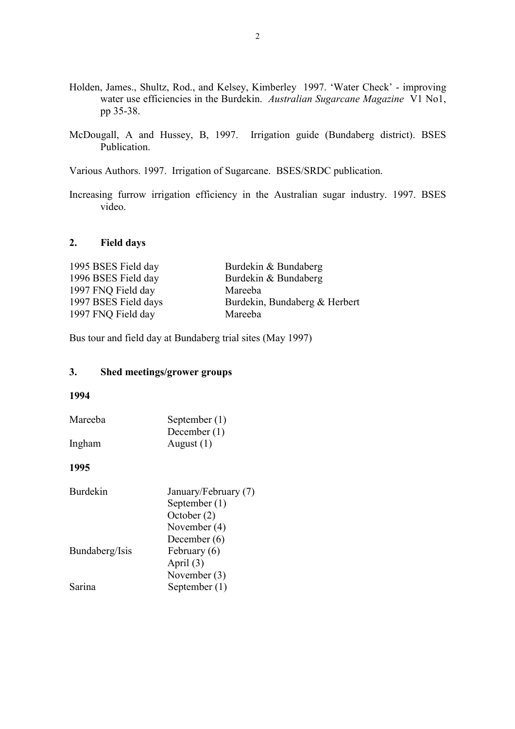Holden, James., Shultz, Rod., and Kelsey, Kimberley 1997. 'Water Check' - improving water use efficiencies in the Burdekin. *Australian Sugarcane Magazine* V1 No1, pp 35-38.

McDougall, A and Hussey, B, 1997. Irrigation guide (Bundaberg district). BSES Publication.

Various Authors. 1997. Irrigation of Sugarcane. BSES/SRDC publication.

Increasing furrow irrigation efficiency in the Australian sugar industry. 1997. BSES video.

## 2. Field days

| | |
|---|---|
| 1995 BSES Field day | Burdekin & Bundaberg |
| 1996 BSES Field day | Burdekin & Bundaberg |
| 1997 FNQ Field day | Mareeba |
| 1997 BSES Field days | Burdekin, Bundaberg & Herbert |
| 1997 FNQ Field day | Mareeba |

Bus tour and field day at Bundaberg trial sites (May 1997)

## 3. Shed meetings/grower groups

**1994**

| | |
|---|---|
| Mareeba | September (1) |
| | December (1) |
| Ingham | August (1) |

**1995**

| | |
|---|---|
| Burdekin | January/February (7) |
| | September (1) |
| | October (2) |
| | November (4) |
| | December (6) |
| Bundaberg/Isis | February (6) |
| | April (3) |
| | November (3) |
| Sarina | September (1) |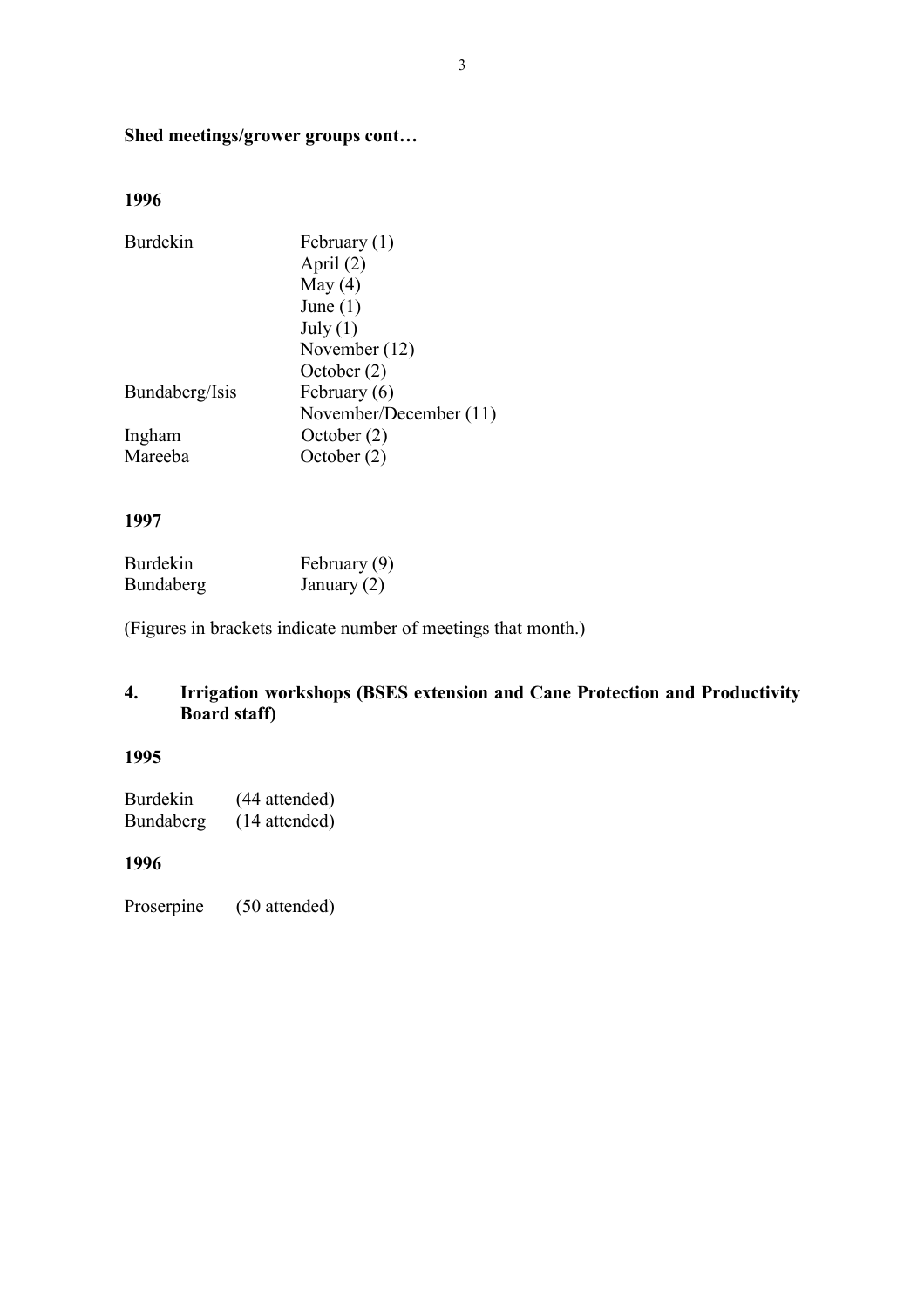**Shed meetings/grower groups cont…**

**1996**

| | |
|---|---|
| Burdekin | February (1) |
| | April (2) |
| | May (4) |
| | June (1) |
| | July (1) |
| | November (12) |
| | October (2) |
| Bundaberg/Isis | February (6) |
| | November/December (11) |
| Ingham | October (2) |
| Mareeba | October (2) |

**1997**

| | |
|---|---|
| Burdekin | February (9) |
| Bundaberg | January (2) |

(Figures in brackets indicate number of meetings that month.)

## 4. Irrigation workshops (BSES extension and Cane Protection and Productivity Board staff)

**1995**

| | |
|---|---|
| Burdekin | (44 attended) |
| Bundaberg | (14 attended) |

**1996**

| | |
|---|---|
| Proserpine | (50 attended) |